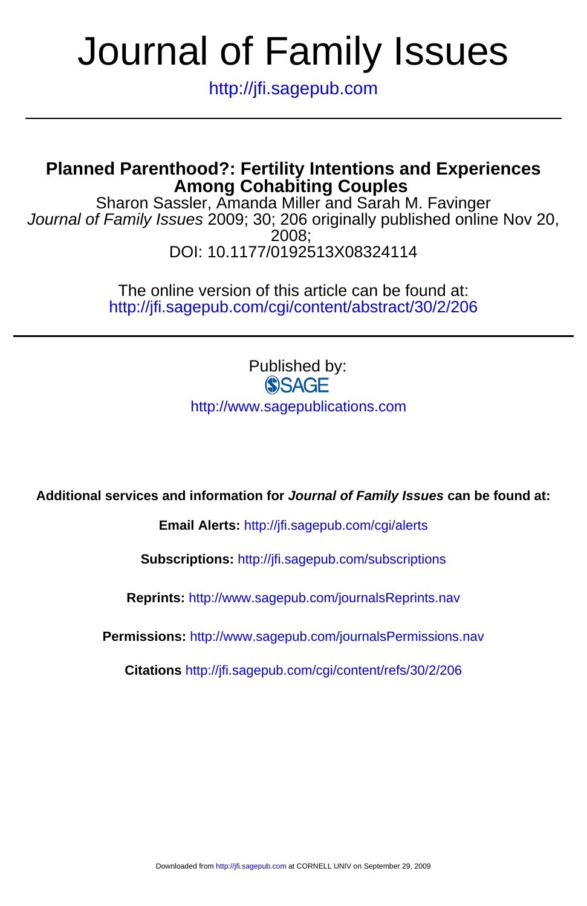# Journal of Family Issues

http://jfi.sagepub.com

## Planned Parenthood?: Fertility Intentions and Experiences Among Cohabiting Couples

Sharon Sassler, Amanda Miller and Sarah M. Favinger

*Journal of Family Issues* 2009; 30; 206 originally published online Nov 20, 2008;

DOI: 10.1177/0192513X08324114

The online version of this article can be found at:
http://jfi.sagepub.com/cgi/content/abstract/30/2/206

Published by:

SAGE

http://www.sagepublications.com

**Additional services and information for *Journal of Family Issues* can be found at:**

**Email Alerts:** http://jfi.sagepub.com/cgi/alerts

**Subscriptions:** http://jfi.sagepub.com/subscriptions

**Reprints:** http://www.sagepub.com/journalsReprints.nav

**Permissions:** http://www.sagepub.com/journalsPermissions.nav

**Citations** http://jfi.sagepub.com/cgi/content/refs/30/2/206

Downloaded from http://jfi.sagepub.com at CORNELL UNIV on September 29, 2009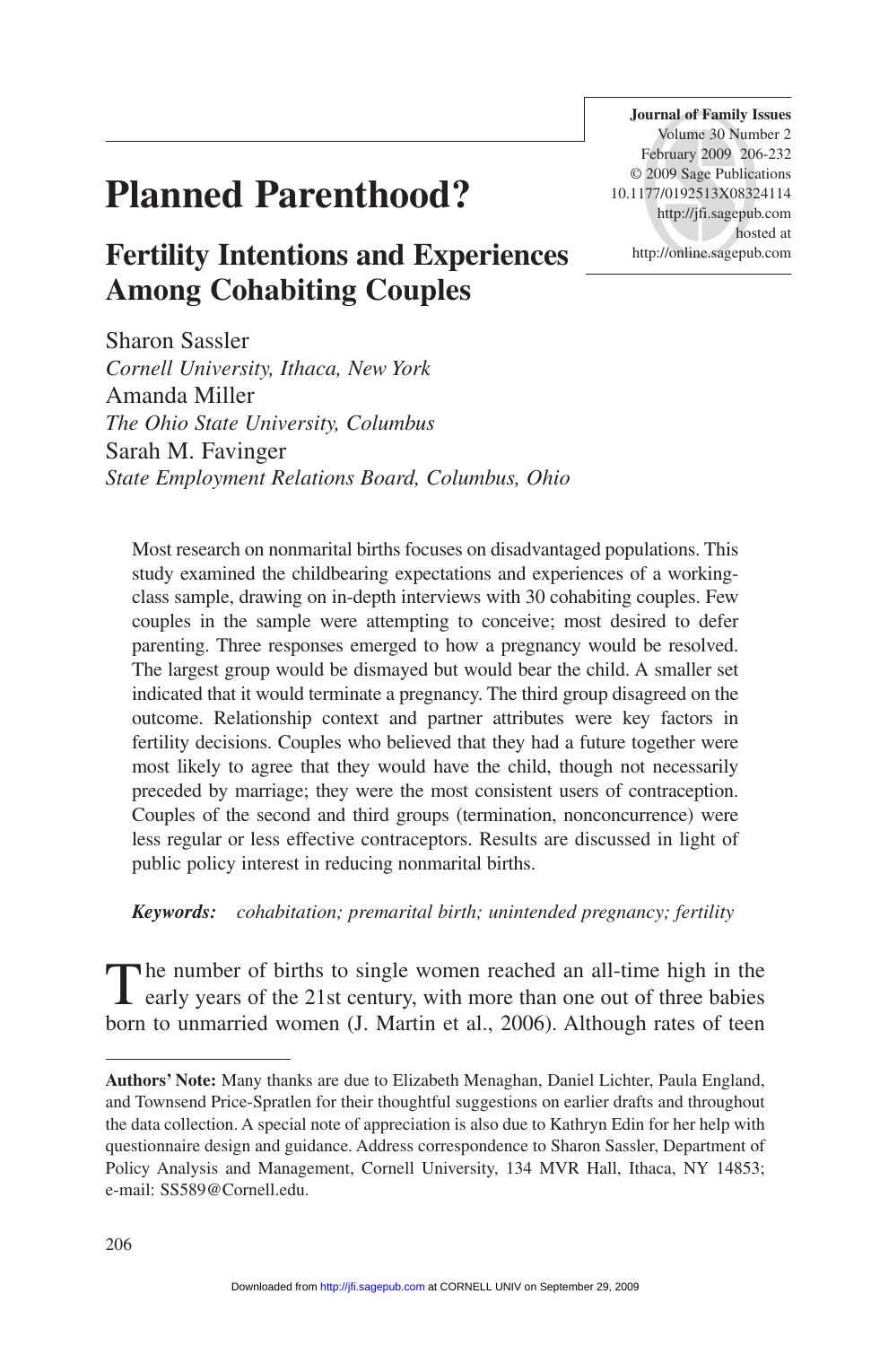# Planned Parenthood?

## Fertility Intentions and Experiences Among Cohabiting Couples

Sharon Sassler
*Cornell University, Ithaca, New York*
Amanda Miller
*The Ohio State University, Columbus*
Sarah M. Favinger
*State Employment Relations Board, Columbus, Ohio*

Most research on nonmarital births focuses on disadvantaged populations. This study examined the childbearing expectations and experiences of a working-class sample, drawing on in-depth interviews with 30 cohabiting couples. Few couples in the sample were attempting to conceive; most desired to defer parenting. Three responses emerged to how a pregnancy would be resolved. The largest group would be dismayed but would bear the child. A smaller set indicated that it would terminate a pregnancy. The third group disagreed on the outcome. Relationship context and partner attributes were key factors in fertility decisions. Couples who believed that they had a future together were most likely to agree that they would have the child, though not necessarily preceded by marriage; they were the most consistent users of contraception. Couples of the second and third groups (termination, nonconcurrence) were less regular or less effective contraceptors. Results are discussed in light of public policy interest in reducing nonmarital births.

***Keywords:*** *cohabitation; premarital birth; unintended pregnancy; fertility*

The number of births to single women reached an all-time high in the early years of the 21st century, with more than one out of three babies born to unmarried women (J. Martin et al., 2006). Although rates of teen

**Authors' Note:** Many thanks are due to Elizabeth Menaghan, Daniel Lichter, Paula England, and Townsend Price-Spratlen for their thoughtful suggestions on earlier drafts and throughout the data collection. A special note of appreciation is also due to Kathryn Edin for her help with questionnaire design and guidance. Address correspondence to Sharon Sassler, Department of Policy Analysis and Management, Cornell University, 134 MVR Hall, Ithaca, NY 14853; e-mail: SS589@Cornell.edu.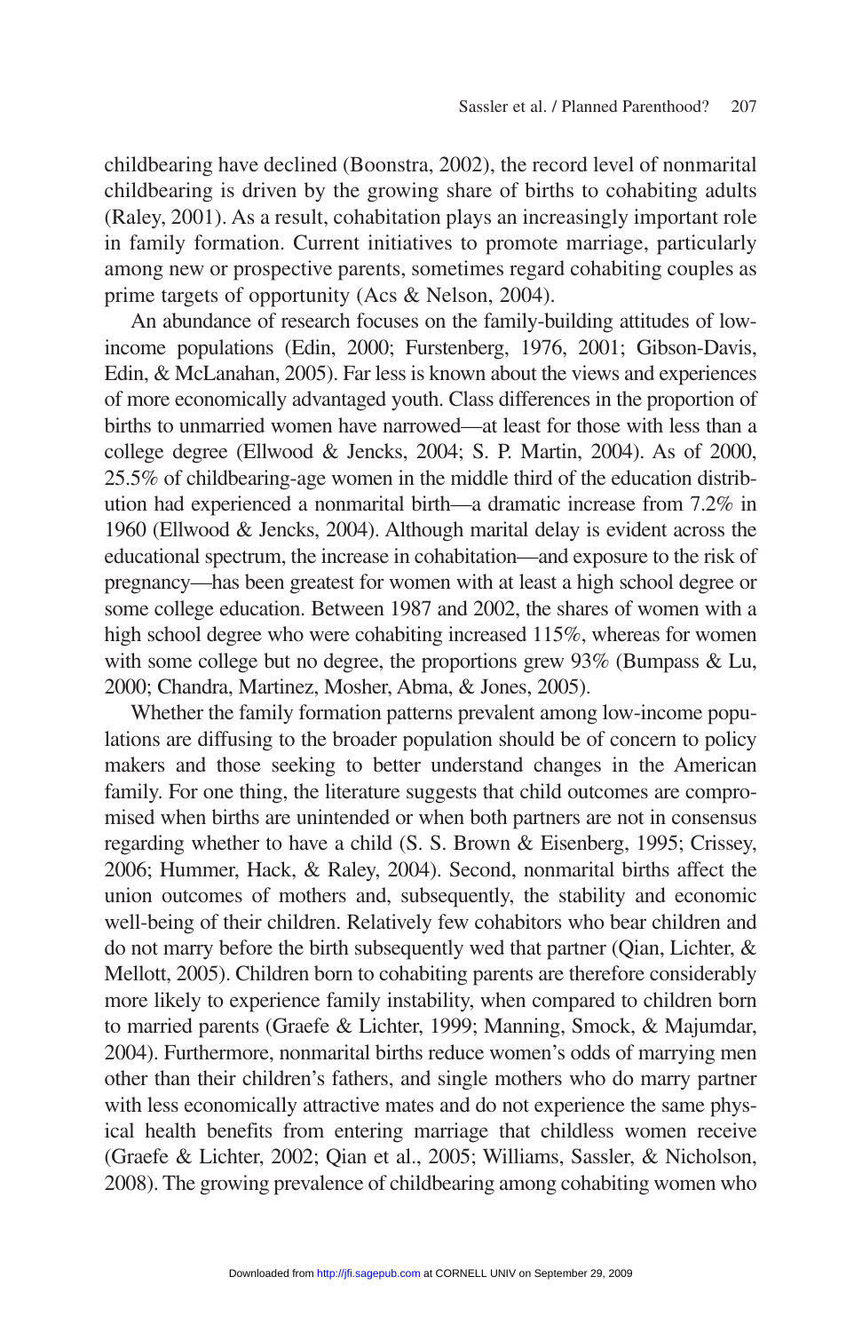childbearing have declined (Boonstra, 2002), the record level of nonmarital childbearing is driven by the growing share of births to cohabiting adults (Raley, 2001). As a result, cohabitation plays an increasingly important role in family formation. Current initiatives to promote marriage, particularly among new or prospective parents, sometimes regard cohabiting couples as prime targets of opportunity (Acs & Nelson, 2004).

An abundance of research focuses on the family-building attitudes of low-income populations (Edin, 2000; Furstenberg, 1976, 2001; Gibson-Davis, Edin, & McLanahan, 2005). Far less is known about the views and experiences of more economically advantaged youth. Class differences in the proportion of births to unmarried women have narrowed—at least for those with less than a college degree (Ellwood & Jencks, 2004; S. P. Martin, 2004). As of 2000, 25.5% of childbearing-age women in the middle third of the education distribution had experienced a nonmarital birth—a dramatic increase from 7.2% in 1960 (Ellwood & Jencks, 2004). Although marital delay is evident across the educational spectrum, the increase in cohabitation—and exposure to the risk of pregnancy—has been greatest for women with at least a high school degree or some college education. Between 1987 and 2002, the shares of women with a high school degree who were cohabiting increased 115%, whereas for women with some college but no degree, the proportions grew 93% (Bumpass & Lu, 2000; Chandra, Martinez, Mosher, Abma, & Jones, 2005).

Whether the family formation patterns prevalent among low-income populations are diffusing to the broader population should be of concern to policy makers and those seeking to better understand changes in the American family. For one thing, the literature suggests that child outcomes are compromised when births are unintended or when both partners are not in consensus regarding whether to have a child (S. S. Brown & Eisenberg, 1995; Crissey, 2006; Hummer, Hack, & Raley, 2004). Second, nonmarital births affect the union outcomes of mothers and, subsequently, the stability and economic well-being of their children. Relatively few cohabitors who bear children and do not marry before the birth subsequently wed that partner (Qian, Lichter, & Mellott, 2005). Children born to cohabiting parents are therefore considerably more likely to experience family instability, when compared to children born to married parents (Graefe & Lichter, 1999; Manning, Smock, & Majumdar, 2004). Furthermore, nonmarital births reduce women's odds of marrying men other than their children's fathers, and single mothers who do marry partner with less economically attractive mates and do not experience the same physical health benefits from entering marriage that childless women receive (Graefe & Lichter, 2002; Qian et al., 2005; Williams, Sassler, & Nicholson, 2008). The growing prevalence of childbearing among cohabiting women who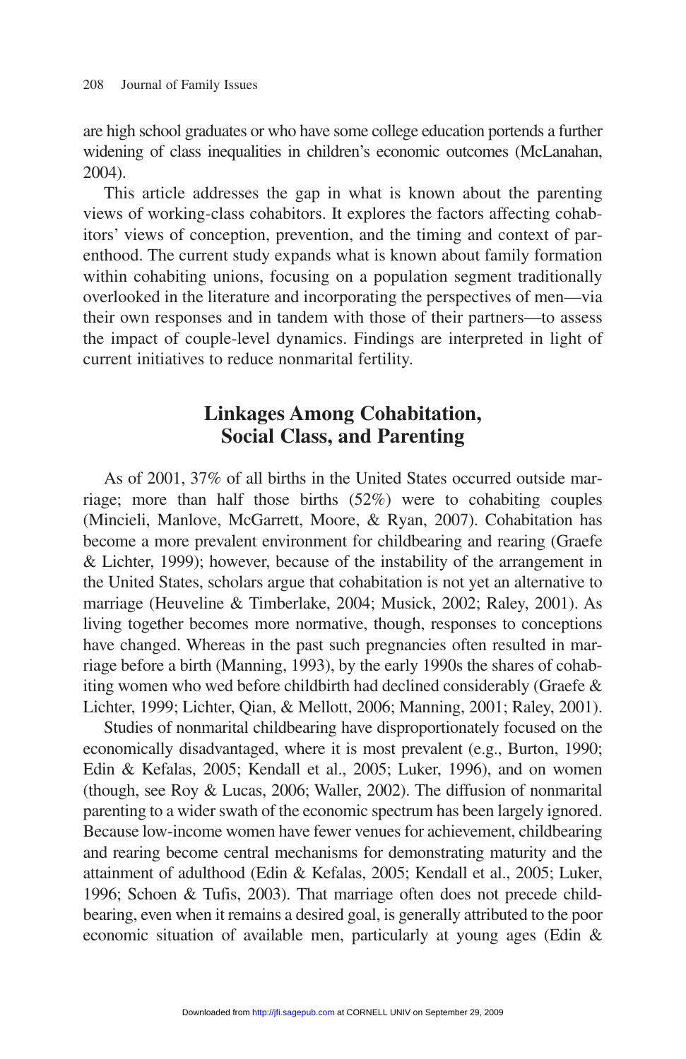are high school graduates or who have some college education portends a further widening of class inequalities in children's economic outcomes (McLanahan, 2004).

This article addresses the gap in what is known about the parenting views of working-class cohabitors. It explores the factors affecting cohabitors' views of conception, prevention, and the timing and context of parenthood. The current study expands what is known about family formation within cohabiting unions, focusing on a population segment traditionally overlooked in the literature and incorporating the perspectives of men—via their own responses and in tandem with those of their partners—to assess the impact of couple-level dynamics. Findings are interpreted in light of current initiatives to reduce nonmarital fertility.

## Linkages Among Cohabitation, Social Class, and Parenting

As of 2001, 37% of all births in the United States occurred outside marriage; more than half those births (52%) were to cohabiting couples (Mincieli, Manlove, McGarrett, Moore, & Ryan, 2007). Cohabitation has become a more prevalent environment for childbearing and rearing (Graefe & Lichter, 1999); however, because of the instability of the arrangement in the United States, scholars argue that cohabitation is not yet an alternative to marriage (Heuveline & Timberlake, 2004; Musick, 2002; Raley, 2001). As living together becomes more normative, though, responses to conceptions have changed. Whereas in the past such pregnancies often resulted in marriage before a birth (Manning, 1993), by the early 1990s the shares of cohabiting women who wed before childbirth had declined considerably (Graefe & Lichter, 1999; Lichter, Qian, & Mellott, 2006; Manning, 2001; Raley, 2001).

Studies of nonmarital childbearing have disproportionately focused on the economically disadvantaged, where it is most prevalent (e.g., Burton, 1990; Edin & Kefalas, 2005; Kendall et al., 2005; Luker, 1996), and on women (though, see Roy & Lucas, 2006; Waller, 2002). The diffusion of nonmarital parenting to a wider swath of the economic spectrum has been largely ignored. Because low-income women have fewer venues for achievement, childbearing and rearing become central mechanisms for demonstrating maturity and the attainment of adulthood (Edin & Kefalas, 2005; Kendall et al., 2005; Luker, 1996; Schoen & Tufis, 2003). That marriage often does not precede childbearing, even when it remains a desired goal, is generally attributed to the poor economic situation of available men, particularly at young ages (Edin &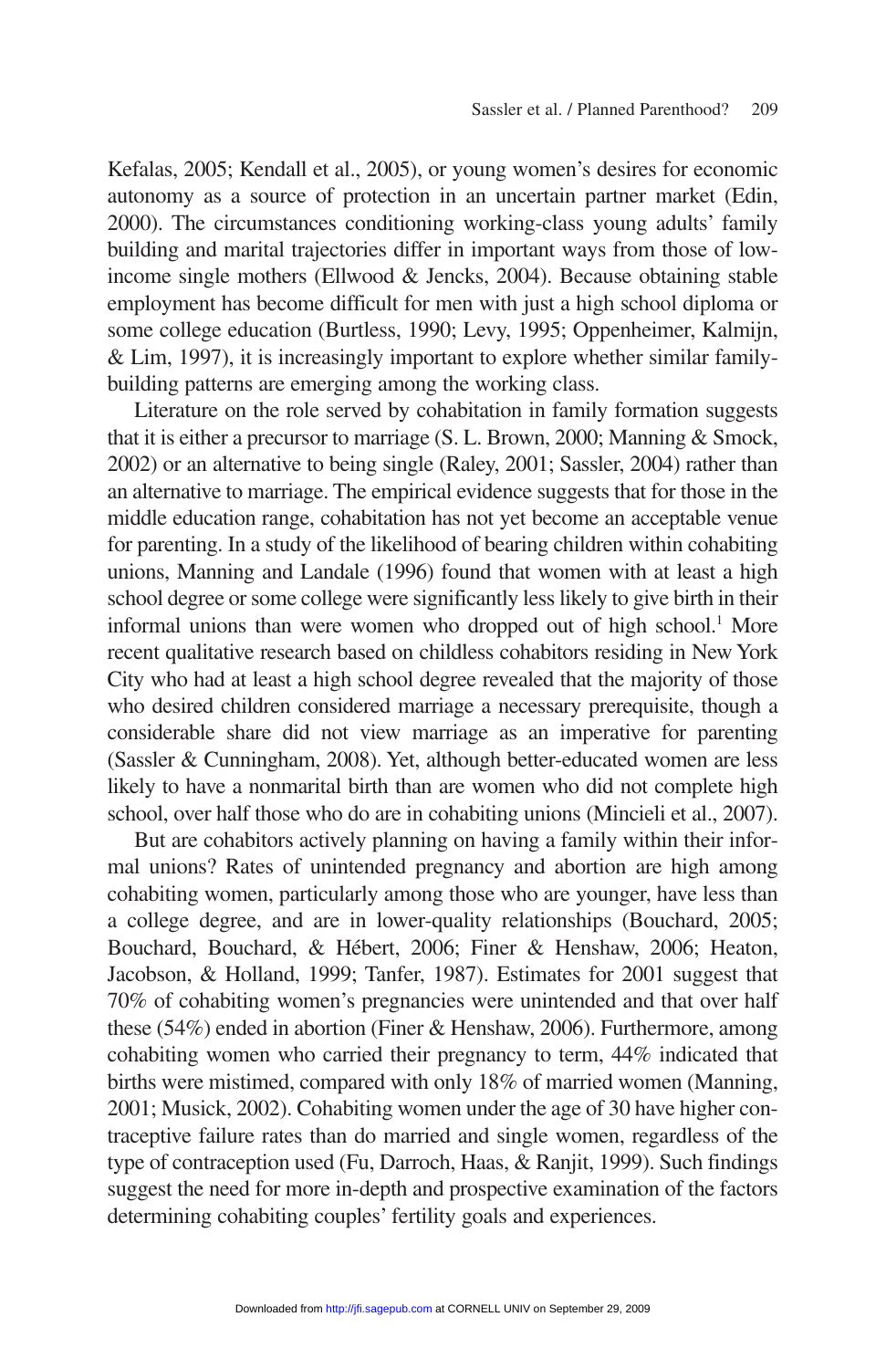Kefalas, 2005; Kendall et al., 2005), or young women's desires for economic autonomy as a source of protection in an uncertain partner market (Edin, 2000). The circumstances conditioning working-class young adults' family building and marital trajectories differ in important ways from those of low-income single mothers (Ellwood & Jencks, 2004). Because obtaining stable employment has become difficult for men with just a high school diploma or some college education (Burtless, 1990; Levy, 1995; Oppenheimer, Kalmijn, & Lim, 1997), it is increasingly important to explore whether similar family-building patterns are emerging among the working class.

Literature on the role served by cohabitation in family formation suggests that it is either a precursor to marriage (S. L. Brown, 2000; Manning & Smock, 2002) or an alternative to being single (Raley, 2001; Sassler, 2004) rather than an alternative to marriage. The empirical evidence suggests that for those in the middle education range, cohabitation has not yet become an acceptable venue for parenting. In a study of the likelihood of bearing children within cohabiting unions, Manning and Landale (1996) found that women with at least a high school degree or some college were significantly less likely to give birth in their informal unions than were women who dropped out of high school.[1] More recent qualitative research based on childless cohabitors residing in New York City who had at least a high school degree revealed that the majority of those who desired children considered marriage a necessary prerequisite, though a considerable share did not view marriage as an imperative for parenting (Sassler & Cunningham, 2008). Yet, although better-educated women are less likely to have a nonmarital birth than are women who did not complete high school, over half those who do are in cohabiting unions (Mincieli et al., 2007).

But are cohabitors actively planning on having a family within their informal unions? Rates of unintended pregnancy and abortion are high among cohabiting women, particularly among those who are younger, have less than a college degree, and are in lower-quality relationships (Bouchard, 2005; Bouchard, Bouchard, & Hébert, 2006; Finer & Henshaw, 2006; Heaton, Jacobson, & Holland, 1999; Tanfer, 1987). Estimates for 2001 suggest that 70% of cohabiting women's pregnancies were unintended and that over half these (54%) ended in abortion (Finer & Henshaw, 2006). Furthermore, among cohabiting women who carried their pregnancy to term, 44% indicated that births were mistimed, compared with only 18% of married women (Manning, 2001; Musick, 2002). Cohabiting women under the age of 30 have higher contraceptive failure rates than do married and single women, regardless of the type of contraception used (Fu, Darroch, Haas, & Ranjit, 1999). Such findings suggest the need for more in-depth and prospective examination of the factors determining cohabiting couples' fertility goals and experiences.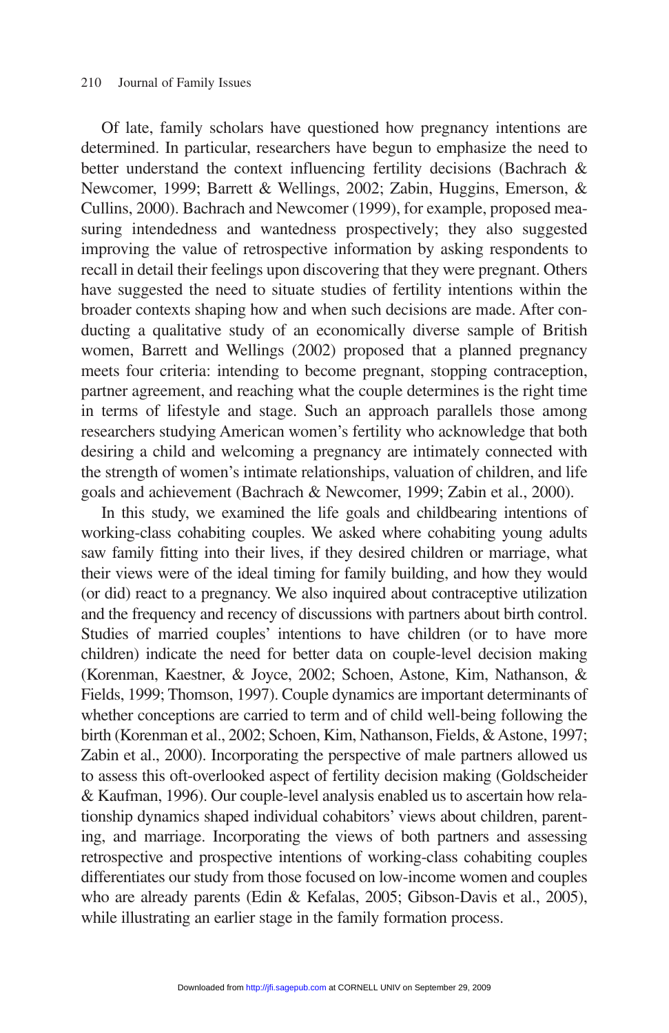Of late, family scholars have questioned how pregnancy intentions are determined. In particular, researchers have begun to emphasize the need to better understand the context influencing fertility decisions (Bachrach & Newcomer, 1999; Barrett & Wellings, 2002; Zabin, Huggins, Emerson, & Cullins, 2000). Bachrach and Newcomer (1999), for example, proposed measuring intendedness and wantedness prospectively; they also suggested improving the value of retrospective information by asking respondents to recall in detail their feelings upon discovering that they were pregnant. Others have suggested the need to situate studies of fertility intentions within the broader contexts shaping how and when such decisions are made. After conducting a qualitative study of an economically diverse sample of British women, Barrett and Wellings (2002) proposed that a planned pregnancy meets four criteria: intending to become pregnant, stopping contraception, partner agreement, and reaching what the couple determines is the right time in terms of lifestyle and stage. Such an approach parallels those among researchers studying American women's fertility who acknowledge that both desiring a child and welcoming a pregnancy are intimately connected with the strength of women's intimate relationships, valuation of children, and life goals and achievement (Bachrach & Newcomer, 1999; Zabin et al., 2000).

In this study, we examined the life goals and childbearing intentions of working-class cohabiting couples. We asked where cohabiting young adults saw family fitting into their lives, if they desired children or marriage, what their views were of the ideal timing for family building, and how they would (or did) react to a pregnancy. We also inquired about contraceptive utilization and the frequency and recency of discussions with partners about birth control. Studies of married couples' intentions to have children (or to have more children) indicate the need for better data on couple-level decision making (Korenman, Kaestner, & Joyce, 2002; Schoen, Astone, Kim, Nathanson, & Fields, 1999; Thomson, 1997). Couple dynamics are important determinants of whether conceptions are carried to term and of child well-being following the birth (Korenman et al., 2002; Schoen, Kim, Nathanson, Fields, & Astone, 1997; Zabin et al., 2000). Incorporating the perspective of male partners allowed us to assess this oft-overlooked aspect of fertility decision making (Goldscheider & Kaufman, 1996). Our couple-level analysis enabled us to ascertain how relationship dynamics shaped individual cohabitors' views about children, parenting, and marriage. Incorporating the views of both partners and assessing retrospective and prospective intentions of working-class cohabiting couples differentiates our study from those focused on low-income women and couples who are already parents (Edin & Kefalas, 2005; Gibson-Davis et al., 2005), while illustrating an earlier stage in the family formation process.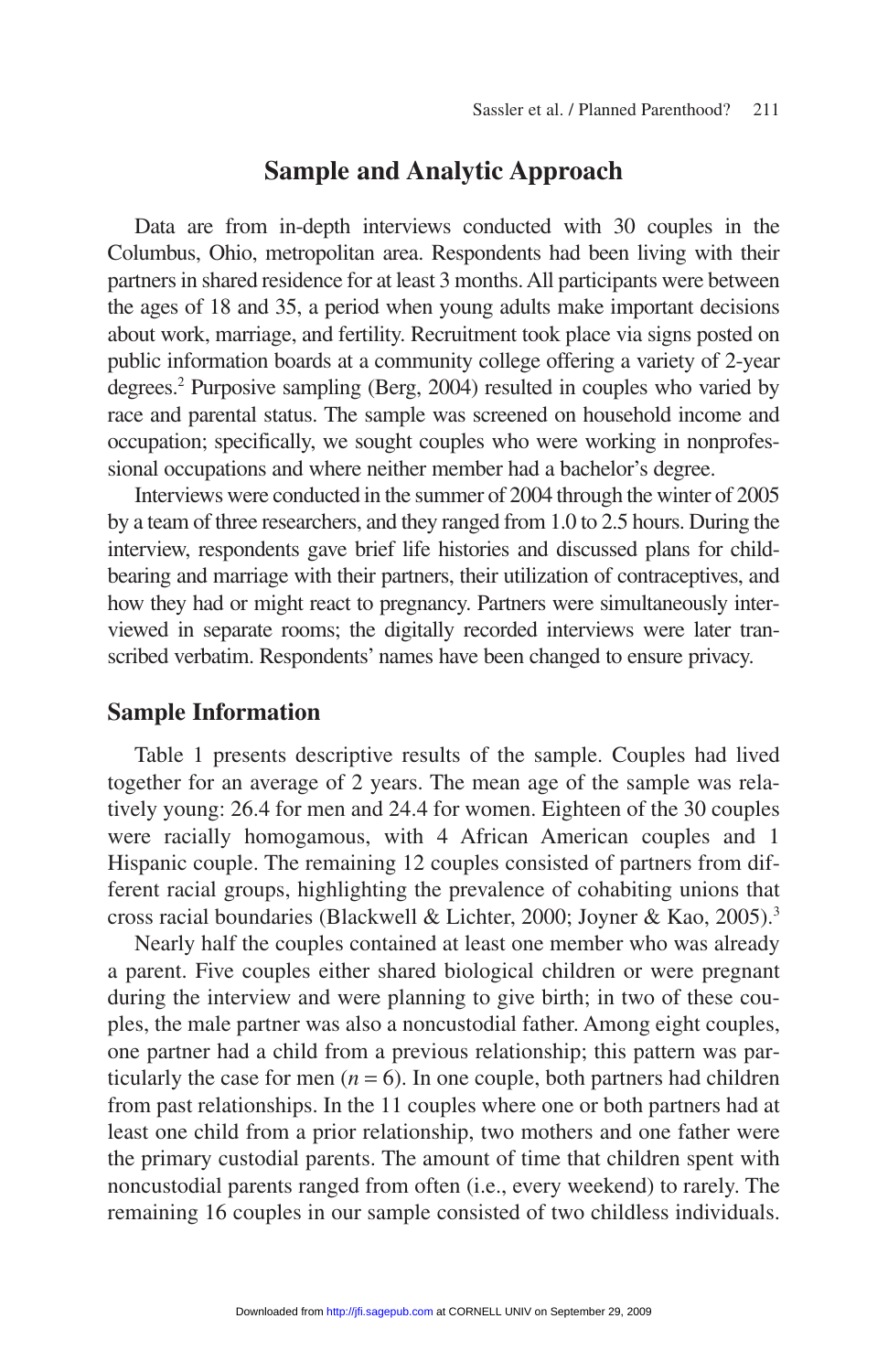## Sample and Analytic Approach

Data are from in-depth interviews conducted with 30 couples in the Columbus, Ohio, metropolitan area. Respondents had been living with their partners in shared residence for at least 3 months. All participants were between the ages of 18 and 35, a period when young adults make important decisions about work, marriage, and fertility. Recruitment took place via signs posted on public information boards at a community college offering a variety of 2-year degrees.[2] Purposive sampling (Berg, 2004) resulted in couples who varied by race and parental status. The sample was screened on household income and occupation; specifically, we sought couples who were working in nonprofessional occupations and where neither member had a bachelor's degree.

Interviews were conducted in the summer of 2004 through the winter of 2005 by a team of three researchers, and they ranged from 1.0 to 2.5 hours. During the interview, respondents gave brief life histories and discussed plans for childbearing and marriage with their partners, their utilization of contraceptives, and how they had or might react to pregnancy. Partners were simultaneously interviewed in separate rooms; the digitally recorded interviews were later transcribed verbatim. Respondents' names have been changed to ensure privacy.

### Sample Information

Table 1 presents descriptive results of the sample. Couples had lived together for an average of 2 years. The mean age of the sample was relatively young: 26.4 for men and 24.4 for women. Eighteen of the 30 couples were racially homogamous, with 4 African American couples and 1 Hispanic couple. The remaining 12 couples consisted of partners from different racial groups, highlighting the prevalence of cohabiting unions that cross racial boundaries (Blackwell & Lichter, 2000; Joyner & Kao, 2005).[3]

Nearly half the couples contained at least one member who was already a parent. Five couples either shared biological children or were pregnant during the interview and were planning to give birth; in two of these couples, the male partner was also a noncustodial father. Among eight couples, one partner had a child from a previous relationship; this pattern was particularly the case for men ($n = 6$). In one couple, both partners had children from past relationships. In the 11 couples where one or both partners had at least one child from a prior relationship, two mothers and one father were the primary custodial parents. The amount of time that children spent with noncustodial parents ranged from often (i.e., every weekend) to rarely. The remaining 16 couples in our sample consisted of two childless individuals.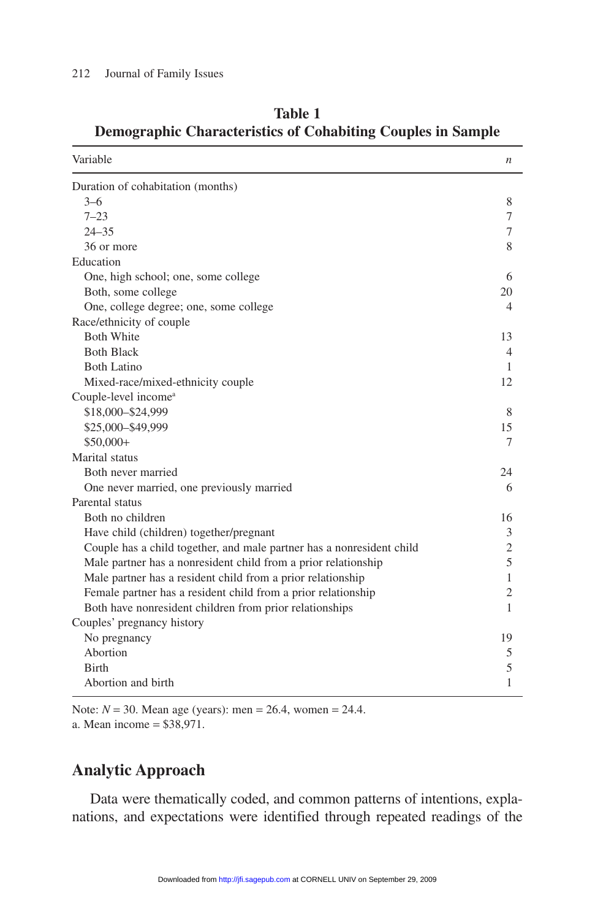**Table 1**
**Demographic Characteristics of Cohabiting Couples in Sample**

| Variable | *n* |
|---|---|
| Duration of cohabitation (months) | |
| 3–6 | 8 |
| 7–23 | 7 |
| 24–35 | 7 |
| 36 or more | 8 |
| Education | |
| One, high school; one, some college | 6 |
| Both, some college | 20 |
| One, college degree; one, some college | 4 |
| Race/ethnicity of couple | |
| Both White | 13 |
| Both Black | 4 |
| Both Latino | 1 |
| Mixed-race/mixed-ethnicity couple | 12 |
| Couple-level income[a] | |
| $18,000–$24,999 | 8 |
| $25,000–$49,999 | 15 |
| $50,000+ | 7 |
| Marital status | |
| Both never married | 24 |
| One never married, one previously married | 6 |
| Parental status | |
| Both no children | 16 |
| Have child (children) together/pregnant | 3 |
| Couple has a child together, and male partner has a nonresident child | 2 |
| Male partner has a nonresident child from a prior relationship | 5 |
| Male partner has a resident child from a prior relationship | 1 |
| Female partner has a resident child from a prior relationship | 2 |
| Both have nonresident children from prior relationships | 1 |
| Couples' pregnancy history | |
| No pregnancy | 19 |
| Abortion | 5 |
| Birth | 5 |
| Abortion and birth | 1 |

Note: $N = 30$. Mean age (years): men = 26.4, women = 24.4.
a. Mean income = $38,971.

## Analytic Approach

Data were thematically coded, and common patterns of intentions, explanations, and expectations were identified through repeated readings of the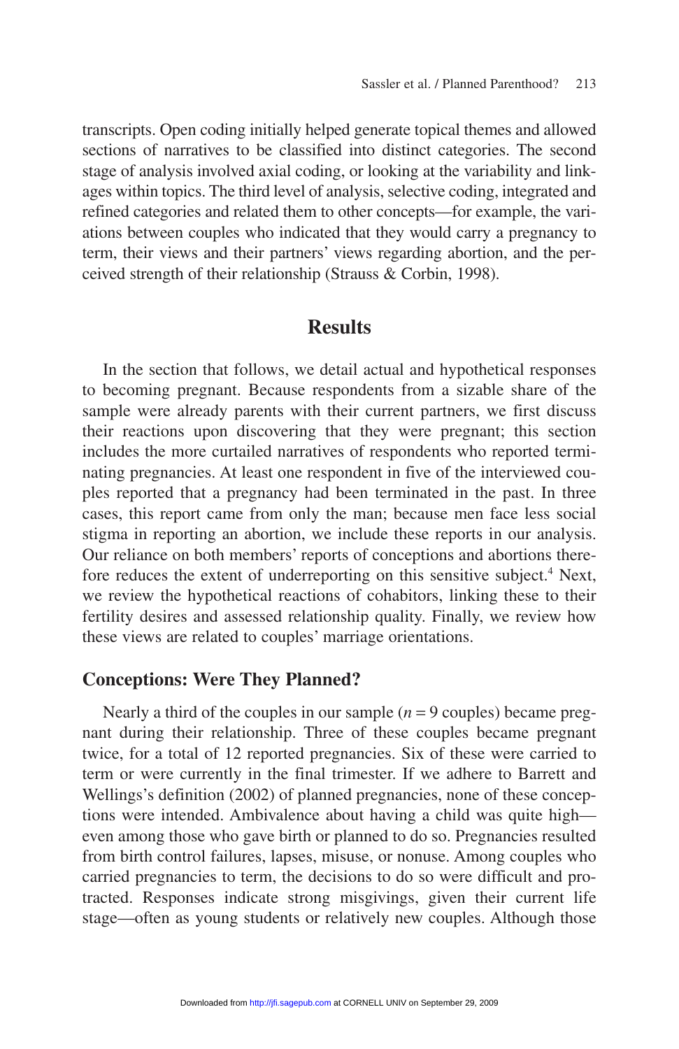transcripts. Open coding initially helped generate topical themes and allowed sections of narratives to be classified into distinct categories. The second stage of analysis involved axial coding, or looking at the variability and linkages within topics. The third level of analysis, selective coding, integrated and refined categories and related them to other concepts—for example, the variations between couples who indicated that they would carry a pregnancy to term, their views and their partners' views regarding abortion, and the perceived strength of their relationship (Strauss & Corbin, 1998).

## Results

In the section that follows, we detail actual and hypothetical responses to becoming pregnant. Because respondents from a sizable share of the sample were already parents with their current partners, we first discuss their reactions upon discovering that they were pregnant; this section includes the more curtailed narratives of respondents who reported terminating pregnancies. At least one respondent in five of the interviewed couples reported that a pregnancy had been terminated in the past. In three cases, this report came from only the man; because men face less social stigma in reporting an abortion, we include these reports in our analysis. Our reliance on both members' reports of conceptions and abortions therefore reduces the extent of underreporting on this sensitive subject.[4] Next, we review the hypothetical reactions of cohabitors, linking these to their fertility desires and assessed relationship quality. Finally, we review how these views are related to couples' marriage orientations.

### Conceptions: Were They Planned?

Nearly a third of the couples in our sample ($n = 9$ couples) became pregnant during their relationship. Three of these couples became pregnant twice, for a total of 12 reported pregnancies. Six of these were carried to term or were currently in the final trimester. If we adhere to Barrett and Wellings's definition (2002) of planned pregnancies, none of these conceptions were intended. Ambivalence about having a child was quite high—even among those who gave birth or planned to do so. Pregnancies resulted from birth control failures, lapses, misuse, or nonuse. Among couples who carried pregnancies to term, the decisions to do so were difficult and protracted. Responses indicate strong misgivings, given their current life stage—often as young students or relatively new couples. Although those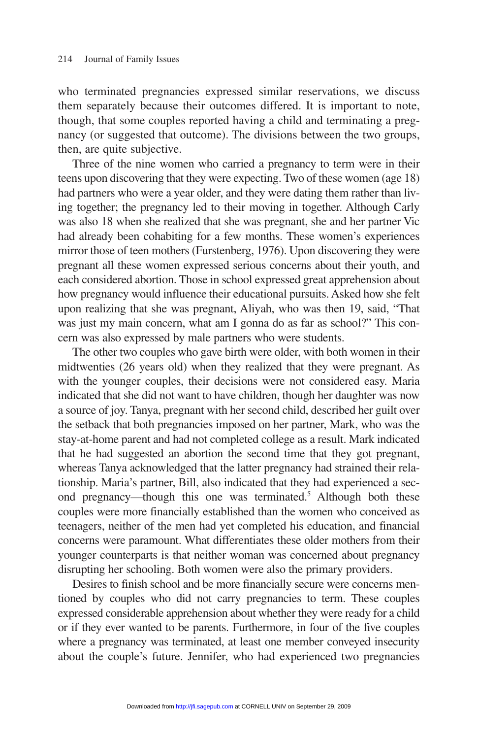who terminated pregnancies expressed similar reservations, we discuss them separately because their outcomes differed. It is important to note, though, that some couples reported having a child and terminating a pregnancy (or suggested that outcome). The divisions between the two groups, then, are quite subjective.

Three of the nine women who carried a pregnancy to term were in their teens upon discovering that they were expecting. Two of these women (age 18) had partners who were a year older, and they were dating them rather than living together; the pregnancy led to their moving in together. Although Carly was also 18 when she realized that she was pregnant, she and her partner Vic had already been cohabiting for a few months. These women's experiences mirror those of teen mothers (Furstenberg, 1976). Upon discovering they were pregnant all these women expressed serious concerns about their youth, and each considered abortion. Those in school expressed great apprehension about how pregnancy would influence their educational pursuits. Asked how she felt upon realizing that she was pregnant, Aliyah, who was then 19, said, "That was just my main concern, what am I gonna do as far as school?" This concern was also expressed by male partners who were students.

The other two couples who gave birth were older, with both women in their midtwenties (26 years old) when they realized that they were pregnant. As with the younger couples, their decisions were not considered easy. Maria indicated that she did not want to have children, though her daughter was now a source of joy. Tanya, pregnant with her second child, described her guilt over the setback that both pregnancies imposed on her partner, Mark, who was the stay-at-home parent and had not completed college as a result. Mark indicated that he had suggested an abortion the second time that they got pregnant, whereas Tanya acknowledged that the latter pregnancy had strained their relationship. Maria's partner, Bill, also indicated that they had experienced a second pregnancy—though this one was terminated.[5] Although both these couples were more financially established than the women who conceived as teenagers, neither of the men had yet completed his education, and financial concerns were paramount. What differentiates these older mothers from their younger counterparts is that neither woman was concerned about pregnancy disrupting her schooling. Both women were also the primary providers.

Desires to finish school and be more financially secure were concerns mentioned by couples who did not carry pregnancies to term. These couples expressed considerable apprehension about whether they were ready for a child or if they ever wanted to be parents. Furthermore, in four of the five couples where a pregnancy was terminated, at least one member conveyed insecurity about the couple's future. Jennifer, who had experienced two pregnancies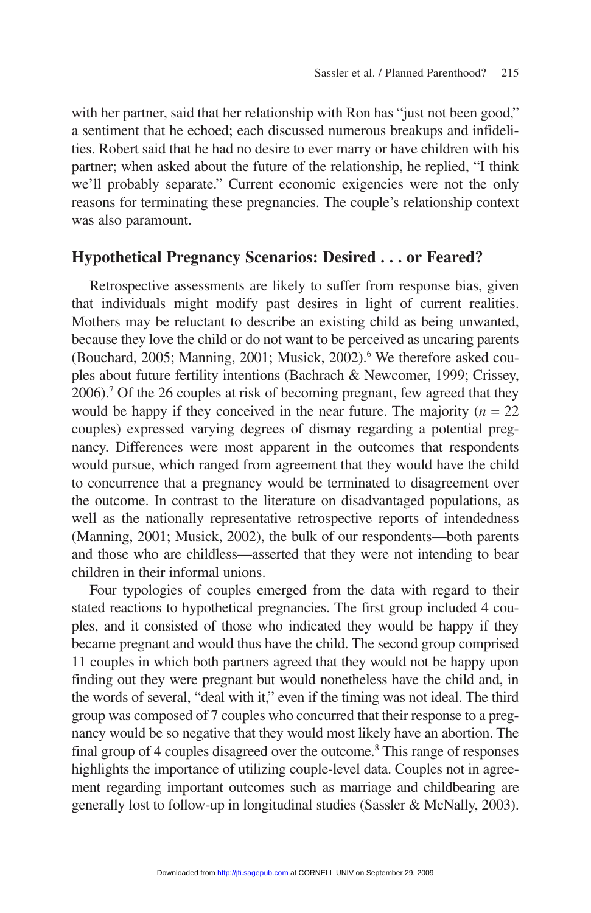with her partner, said that her relationship with Ron has "just not been good," a sentiment that he echoed; each discussed numerous breakups and infidelities. Robert said that he had no desire to ever marry or have children with his partner; when asked about the future of the relationship, he replied, "I think we'll probably separate." Current economic exigencies were not the only reasons for terminating these pregnancies. The couple's relationship context was also paramount.

## Hypothetical Pregnancy Scenarios: Desired . . . or Feared?

Retrospective assessments are likely to suffer from response bias, given that individuals might modify past desires in light of current realities. Mothers may be reluctant to describe an existing child as being unwanted, because they love the child or do not want to be perceived as uncaring parents (Bouchard, 2005; Manning, 2001; Musick, 2002).[6] We therefore asked couples about future fertility intentions (Bachrach & Newcomer, 1999; Crissey, 2006).[7] Of the 26 couples at risk of becoming pregnant, few agreed that they would be happy if they conceived in the near future. The majority ($n$ = 22 couples) expressed varying degrees of dismay regarding a potential pregnancy. Differences were most apparent in the outcomes that respondents would pursue, which ranged from agreement that they would have the child to concurrence that a pregnancy would be terminated to disagreement over the outcome. In contrast to the literature on disadvantaged populations, as well as the nationally representative retrospective reports of intendedness (Manning, 2001; Musick, 2002), the bulk of our respondents—both parents and those who are childless—asserted that they were not intending to bear children in their informal unions.

Four typologies of couples emerged from the data with regard to their stated reactions to hypothetical pregnancies. The first group included 4 couples, and it consisted of those who indicated they would be happy if they became pregnant and would thus have the child. The second group comprised 11 couples in which both partners agreed that they would not be happy upon finding out they were pregnant but would nonetheless have the child and, in the words of several, "deal with it," even if the timing was not ideal. The third group was composed of 7 couples who concurred that their response to a pregnancy would be so negative that they would most likely have an abortion. The final group of 4 couples disagreed over the outcome.[8] This range of responses highlights the importance of utilizing couple-level data. Couples not in agreement regarding important outcomes such as marriage and childbearing are generally lost to follow-up in longitudinal studies (Sassler & McNally, 2003).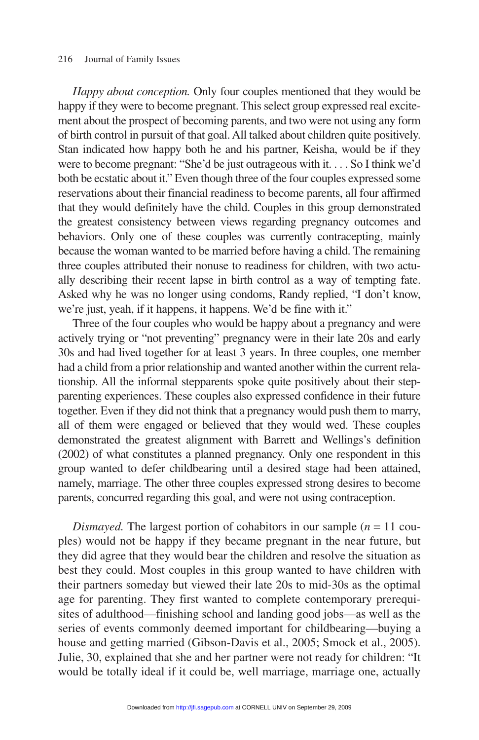*Happy about conception.* Only four couples mentioned that they would be happy if they were to become pregnant. This select group expressed real excitement about the prospect of becoming parents, and two were not using any form of birth control in pursuit of that goal. All talked about children quite positively. Stan indicated how happy both he and his partner, Keisha, would be if they were to become pregnant: "She'd be just outrageous with it. . . . So I think we'd both be ecstatic about it." Even though three of the four couples expressed some reservations about their financial readiness to become parents, all four affirmed that they would definitely have the child. Couples in this group demonstrated the greatest consistency between views regarding pregnancy outcomes and behaviors. Only one of these couples was currently contracepting, mainly because the woman wanted to be married before having a child. The remaining three couples attributed their nonuse to readiness for children, with two actually describing their recent lapse in birth control as a way of tempting fate. Asked why he was no longer using condoms, Randy replied, "I don't know, we're just, yeah, if it happens, it happens. We'd be fine with it."

Three of the four couples who would be happy about a pregnancy and were actively trying or "not preventing" pregnancy were in their late 20s and early 30s and had lived together for at least 3 years. In three couples, one member had a child from a prior relationship and wanted another within the current relationship. All the informal stepparents spoke quite positively about their stepparenting experiences. These couples also expressed confidence in their future together. Even if they did not think that a pregnancy would push them to marry, all of them were engaged or believed that they would wed. These couples demonstrated the greatest alignment with Barrett and Wellings's definition (2002) of what constitutes a planned pregnancy. Only one respondent in this group wanted to defer childbearing until a desired stage had been attained, namely, marriage. The other three couples expressed strong desires to become parents, concurred regarding this goal, and were not using contraception.

*Dismayed.* The largest portion of cohabitors in our sample ($n = 11$ couples) would not be happy if they became pregnant in the near future, but they did agree that they would bear the children and resolve the situation as best they could. Most couples in this group wanted to have children with their partners someday but viewed their late 20s to mid-30s as the optimal age for parenting. They first wanted to complete contemporary prerequisites of adulthood—finishing school and landing good jobs—as well as the series of events commonly deemed important for childbearing—buying a house and getting married (Gibson-Davis et al., 2005; Smock et al., 2005). Julie, 30, explained that she and her partner were not ready for children: "It would be totally ideal if it could be, well marriage, marriage one, actually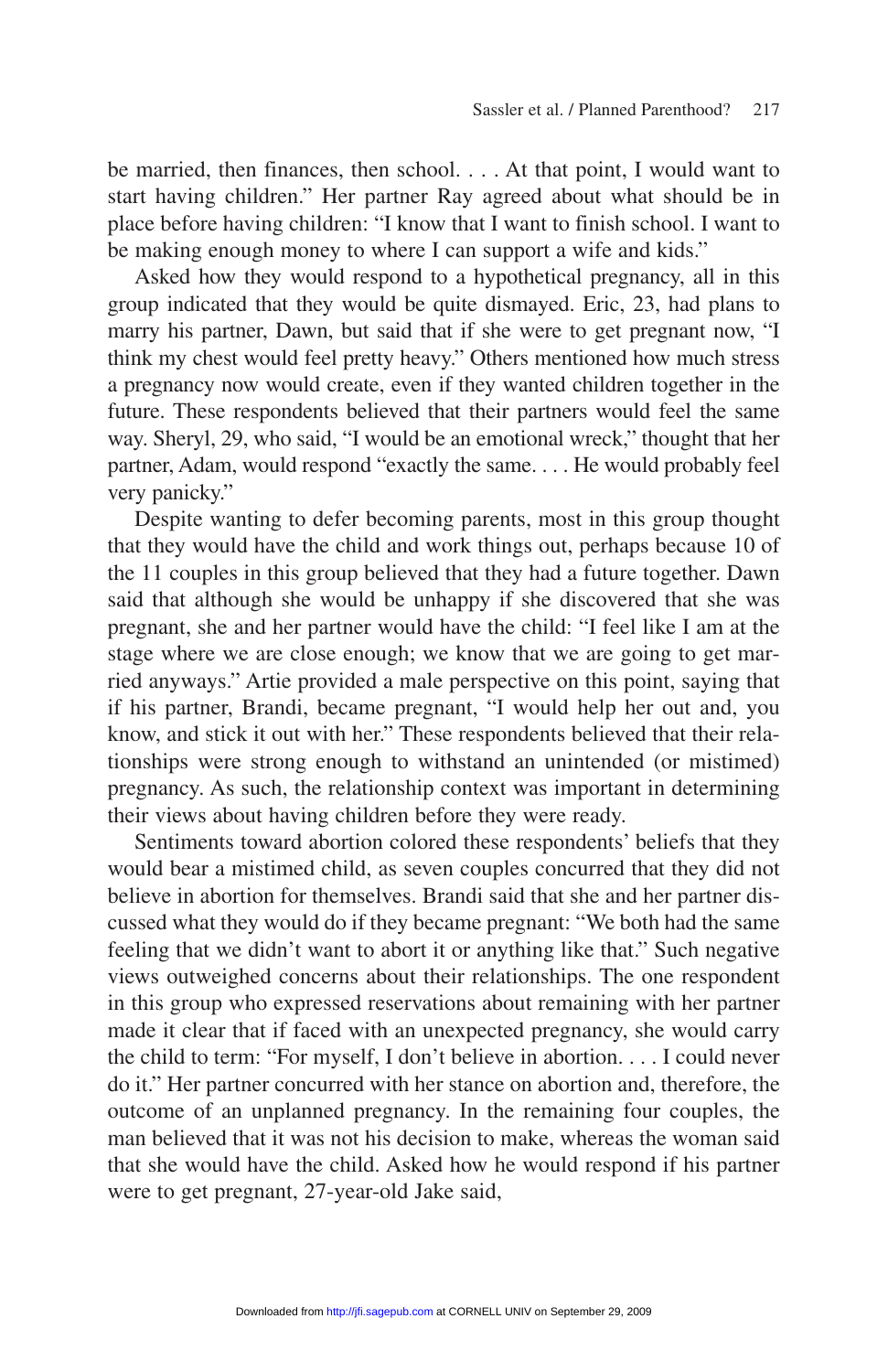be married, then finances, then school. . . . At that point, I would want to start having children." Her partner Ray agreed about what should be in place before having children: "I know that I want to finish school. I want to be making enough money to where I can support a wife and kids."

Asked how they would respond to a hypothetical pregnancy, all in this group indicated that they would be quite dismayed. Eric, 23, had plans to marry his partner, Dawn, but said that if she were to get pregnant now, "I think my chest would feel pretty heavy." Others mentioned how much stress a pregnancy now would create, even if they wanted children together in the future. These respondents believed that their partners would feel the same way. Sheryl, 29, who said, "I would be an emotional wreck," thought that her partner, Adam, would respond "exactly the same. . . . He would probably feel very panicky."

Despite wanting to defer becoming parents, most in this group thought that they would have the child and work things out, perhaps because 10 of the 11 couples in this group believed that they had a future together. Dawn said that although she would be unhappy if she discovered that she was pregnant, she and her partner would have the child: "I feel like I am at the stage where we are close enough; we know that we are going to get married anyways." Artie provided a male perspective on this point, saying that if his partner, Brandi, became pregnant, "I would help her out and, you know, and stick it out with her." These respondents believed that their relationships were strong enough to withstand an unintended (or mistimed) pregnancy. As such, the relationship context was important in determining their views about having children before they were ready.

Sentiments toward abortion colored these respondents' beliefs that they would bear a mistimed child, as seven couples concurred that they did not believe in abortion for themselves. Brandi said that she and her partner discussed what they would do if they became pregnant: "We both had the same feeling that we didn't want to abort it or anything like that." Such negative views outweighed concerns about their relationships. The one respondent in this group who expressed reservations about remaining with her partner made it clear that if faced with an unexpected pregnancy, she would carry the child to term: "For myself, I don't believe in abortion. . . . I could never do it." Her partner concurred with her stance on abortion and, therefore, the outcome of an unplanned pregnancy. In the remaining four couples, the man believed that it was not his decision to make, whereas the woman said that she would have the child. Asked how he would respond if his partner were to get pregnant, 27-year-old Jake said,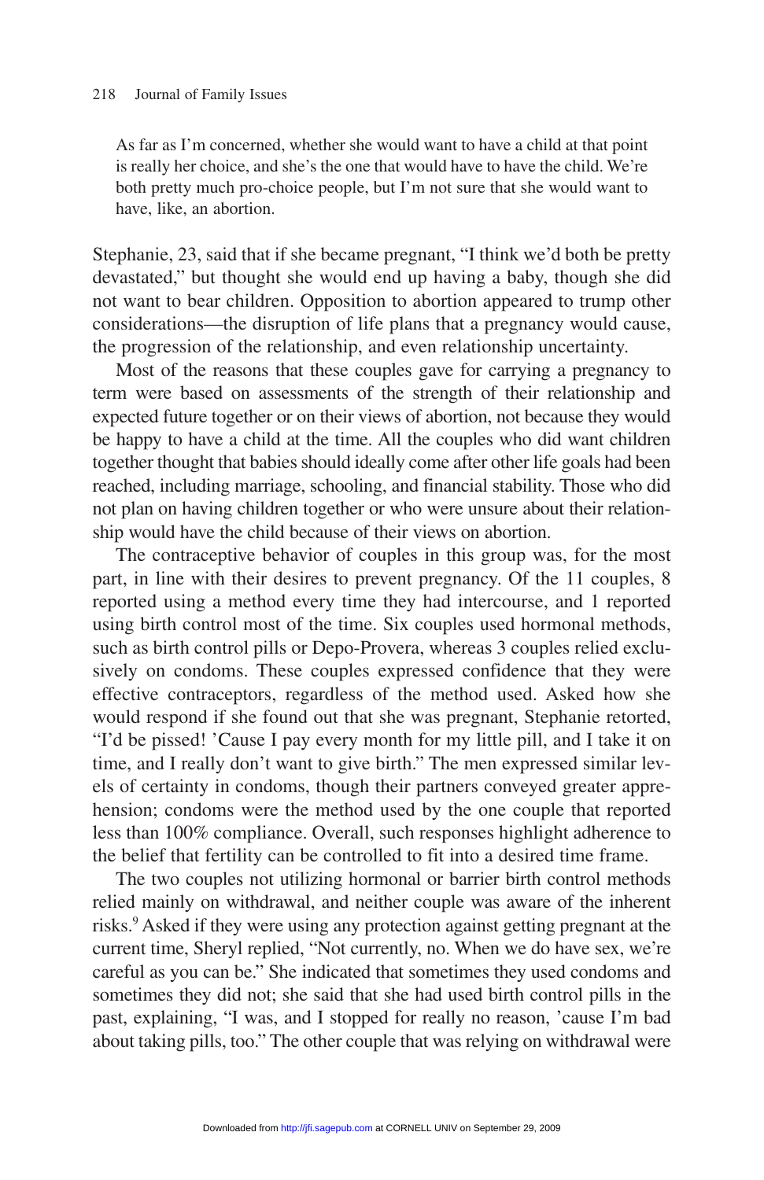> As far as I'm concerned, whether she would want to have a child at that point is really her choice, and she's the one that would have to have the child. We're both pretty much pro-choice people, but I'm not sure that she would want to have, like, an abortion.

Stephanie, 23, said that if she became pregnant, "I think we'd both be pretty devastated," but thought she would end up having a baby, though she did not want to bear children. Opposition to abortion appeared to trump other considerations—the disruption of life plans that a pregnancy would cause, the progression of the relationship, and even relationship uncertainty.

Most of the reasons that these couples gave for carrying a pregnancy to term were based on assessments of the strength of their relationship and expected future together or on their views of abortion, not because they would be happy to have a child at the time. All the couples who did want children together thought that babies should ideally come after other life goals had been reached, including marriage, schooling, and financial stability. Those who did not plan on having children together or who were unsure about their relationship would have the child because of their views on abortion.

The contraceptive behavior of couples in this group was, for the most part, in line with their desires to prevent pregnancy. Of the 11 couples, 8 reported using a method every time they had intercourse, and 1 reported using birth control most of the time. Six couples used hormonal methods, such as birth control pills or Depo-Provera, whereas 3 couples relied exclusively on condoms. These couples expressed confidence that they were effective contraceptors, regardless of the method used. Asked how she would respond if she found out that she was pregnant, Stephanie retorted, "I'd be pissed! 'Cause I pay every month for my little pill, and I take it on time, and I really don't want to give birth." The men expressed similar levels of certainty in condoms, though their partners conveyed greater apprehension; condoms were the method used by the one couple that reported less than 100% compliance. Overall, such responses highlight adherence to the belief that fertility can be controlled to fit into a desired time frame.

The two couples not utilizing hormonal or barrier birth control methods relied mainly on withdrawal, and neither couple was aware of the inherent risks.[9] Asked if they were using any protection against getting pregnant at the current time, Sheryl replied, "Not currently, no. When we do have sex, we're careful as you can be." She indicated that sometimes they used condoms and sometimes they did not; she said that she had used birth control pills in the past, explaining, "I was, and I stopped for really no reason, 'cause I'm bad about taking pills, too." The other couple that was relying on withdrawal were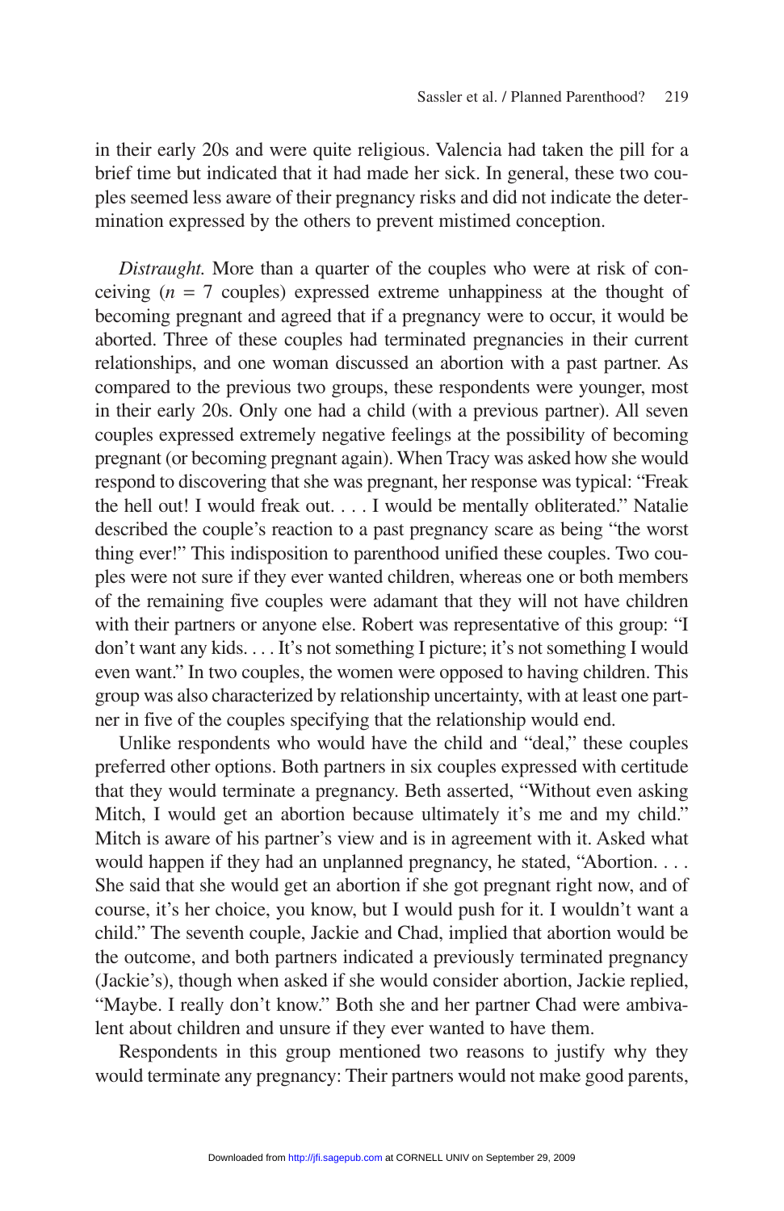in their early 20s and were quite religious. Valencia had taken the pill for a brief time but indicated that it had made her sick. In general, these two couples seemed less aware of their pregnancy risks and did not indicate the determination expressed by the others to prevent mistimed conception.

*Distraught.* More than a quarter of the couples who were at risk of conceiving ($n$ = 7 couples) expressed extreme unhappiness at the thought of becoming pregnant and agreed that if a pregnancy were to occur, it would be aborted. Three of these couples had terminated pregnancies in their current relationships, and one woman discussed an abortion with a past partner. As compared to the previous two groups, these respondents were younger, most in their early 20s. Only one had a child (with a previous partner). All seven couples expressed extremely negative feelings at the possibility of becoming pregnant (or becoming pregnant again). When Tracy was asked how she would respond to discovering that she was pregnant, her response was typical: "Freak the hell out! I would freak out. . . . I would be mentally obliterated." Natalie described the couple's reaction to a past pregnancy scare as being "the worst thing ever!" This indisposition to parenthood unified these couples. Two couples were not sure if they ever wanted children, whereas one or both members of the remaining five couples were adamant that they will not have children with their partners or anyone else. Robert was representative of this group: "I don't want any kids. . . . It's not something I picture; it's not something I would even want." In two couples, the women were opposed to having children. This group was also characterized by relationship uncertainty, with at least one partner in five of the couples specifying that the relationship would end.

Unlike respondents who would have the child and "deal," these couples preferred other options. Both partners in six couples expressed with certitude that they would terminate a pregnancy. Beth asserted, "Without even asking Mitch, I would get an abortion because ultimately it's me and my child." Mitch is aware of his partner's view and is in agreement with it. Asked what would happen if they had an unplanned pregnancy, he stated, "Abortion. . . . She said that she would get an abortion if she got pregnant right now, and of course, it's her choice, you know, but I would push for it. I wouldn't want a child." The seventh couple, Jackie and Chad, implied that abortion would be the outcome, and both partners indicated a previously terminated pregnancy (Jackie's), though when asked if she would consider abortion, Jackie replied, "Maybe. I really don't know." Both she and her partner Chad were ambivalent about children and unsure if they ever wanted to have them.

Respondents in this group mentioned two reasons to justify why they would terminate any pregnancy: Their partners would not make good parents,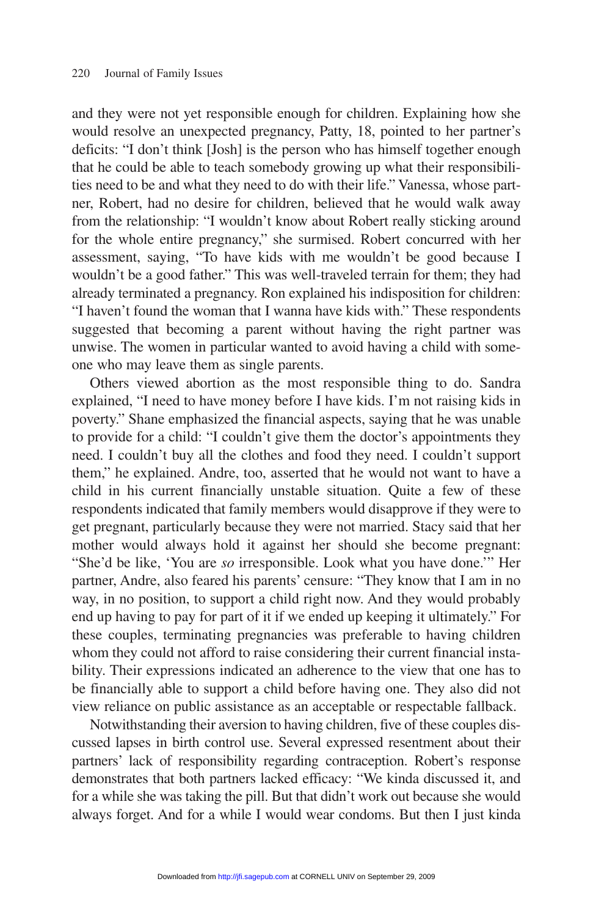and they were not yet responsible enough for children. Explaining how she would resolve an unexpected pregnancy, Patty, 18, pointed to her partner's deficits: "I don't think [Josh] is the person who has himself together enough that he could be able to teach somebody growing up what their responsibilities need to be and what they need to do with their life." Vanessa, whose partner, Robert, had no desire for children, believed that he would walk away from the relationship: "I wouldn't know about Robert really sticking around for the whole entire pregnancy," she surmised. Robert concurred with her assessment, saying, "To have kids with me wouldn't be good because I wouldn't be a good father." This was well-traveled terrain for them; they had already terminated a pregnancy. Ron explained his indisposition for children: "I haven't found the woman that I wanna have kids with." These respondents suggested that becoming a parent without having the right partner was unwise. The women in particular wanted to avoid having a child with someone who may leave them as single parents.

Others viewed abortion as the most responsible thing to do. Sandra explained, "I need to have money before I have kids. I'm not raising kids in poverty." Shane emphasized the financial aspects, saying that he was unable to provide for a child: "I couldn't give them the doctor's appointments they need. I couldn't buy all the clothes and food they need. I couldn't support them," he explained. Andre, too, asserted that he would not want to have a child in his current financially unstable situation. Quite a few of these respondents indicated that family members would disapprove if they were to get pregnant, particularly because they were not married. Stacy said that her mother would always hold it against her should she become pregnant: "She'd be like, 'You are *so* irresponsible. Look what you have done.'" Her partner, Andre, also feared his parents' censure: "They know that I am in no way, in no position, to support a child right now. And they would probably end up having to pay for part of it if we ended up keeping it ultimately." For these couples, terminating pregnancies was preferable to having children whom they could not afford to raise considering their current financial instability. Their expressions indicated an adherence to the view that one has to be financially able to support a child before having one. They also did not view reliance on public assistance as an acceptable or respectable fallback.

Notwithstanding their aversion to having children, five of these couples discussed lapses in birth control use. Several expressed resentment about their partners' lack of responsibility regarding contraception. Robert's response demonstrates that both partners lacked efficacy: "We kinda discussed it, and for a while she was taking the pill. But that didn't work out because she would always forget. And for a while I would wear condoms. But then I just kinda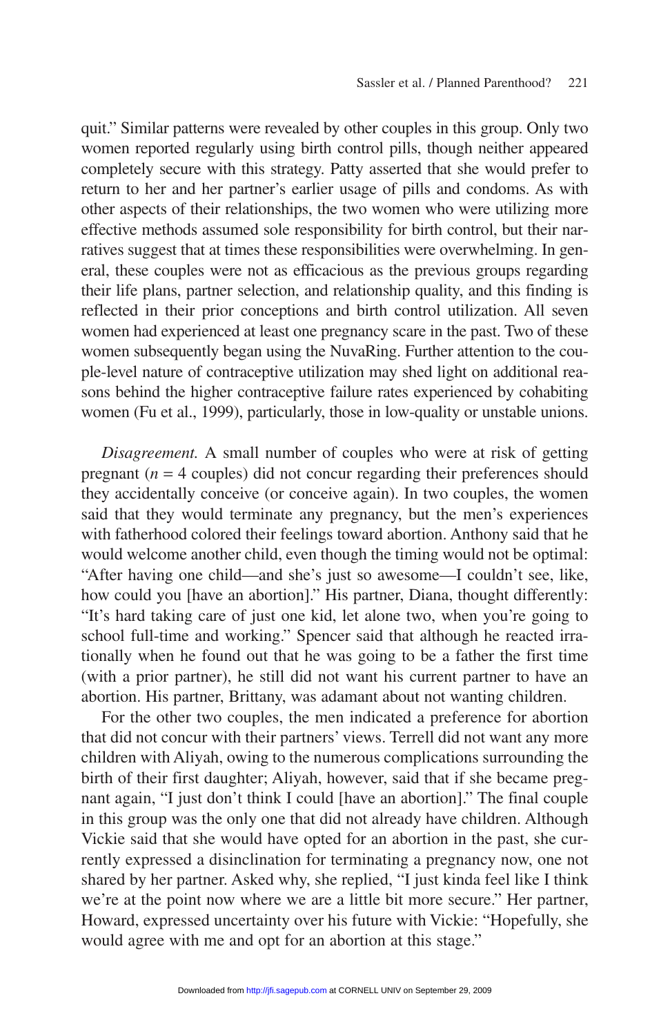quit." Similar patterns were revealed by other couples in this group. Only two women reported regularly using birth control pills, though neither appeared completely secure with this strategy. Patty asserted that she would prefer to return to her and her partner's earlier usage of pills and condoms. As with other aspects of their relationships, the two women who were utilizing more effective methods assumed sole responsibility for birth control, but their narratives suggest that at times these responsibilities were overwhelming. In general, these couples were not as efficacious as the previous groups regarding their life plans, partner selection, and relationship quality, and this finding is reflected in their prior conceptions and birth control utilization. All seven women had experienced at least one pregnancy scare in the past. Two of these women subsequently began using the NuvaRing. Further attention to the couple-level nature of contraceptive utilization may shed light on additional reasons behind the higher contraceptive failure rates experienced by cohabiting women (Fu et al., 1999), particularly, those in low-quality or unstable unions.

*Disagreement.* A small number of couples who were at risk of getting pregnant ($n = 4$ couples) did not concur regarding their preferences should they accidentally conceive (or conceive again). In two couples, the women said that they would terminate any pregnancy, but the men's experiences with fatherhood colored their feelings toward abortion. Anthony said that he would welcome another child, even though the timing would not be optimal: "After having one child—and she's just so awesome—I couldn't see, like, how could you [have an abortion]." His partner, Diana, thought differently: "It's hard taking care of just one kid, let alone two, when you're going to school full-time and working." Spencer said that although he reacted irrationally when he found out that he was going to be a father the first time (with a prior partner), he still did not want his current partner to have an abortion. His partner, Brittany, was adamant about not wanting children.

For the other two couples, the men indicated a preference for abortion that did not concur with their partners' views. Terrell did not want any more children with Aliyah, owing to the numerous complications surrounding the birth of their first daughter; Aliyah, however, said that if she became pregnant again, "I just don't think I could [have an abortion]." The final couple in this group was the only one that did not already have children. Although Vickie said that she would have opted for an abortion in the past, she currently expressed a disinclination for terminating a pregnancy now, one not shared by her partner. Asked why, she replied, "I just kinda feel like I think we're at the point now where we are a little bit more secure." Her partner, Howard, expressed uncertainty over his future with Vickie: "Hopefully, she would agree with me and opt for an abortion at this stage."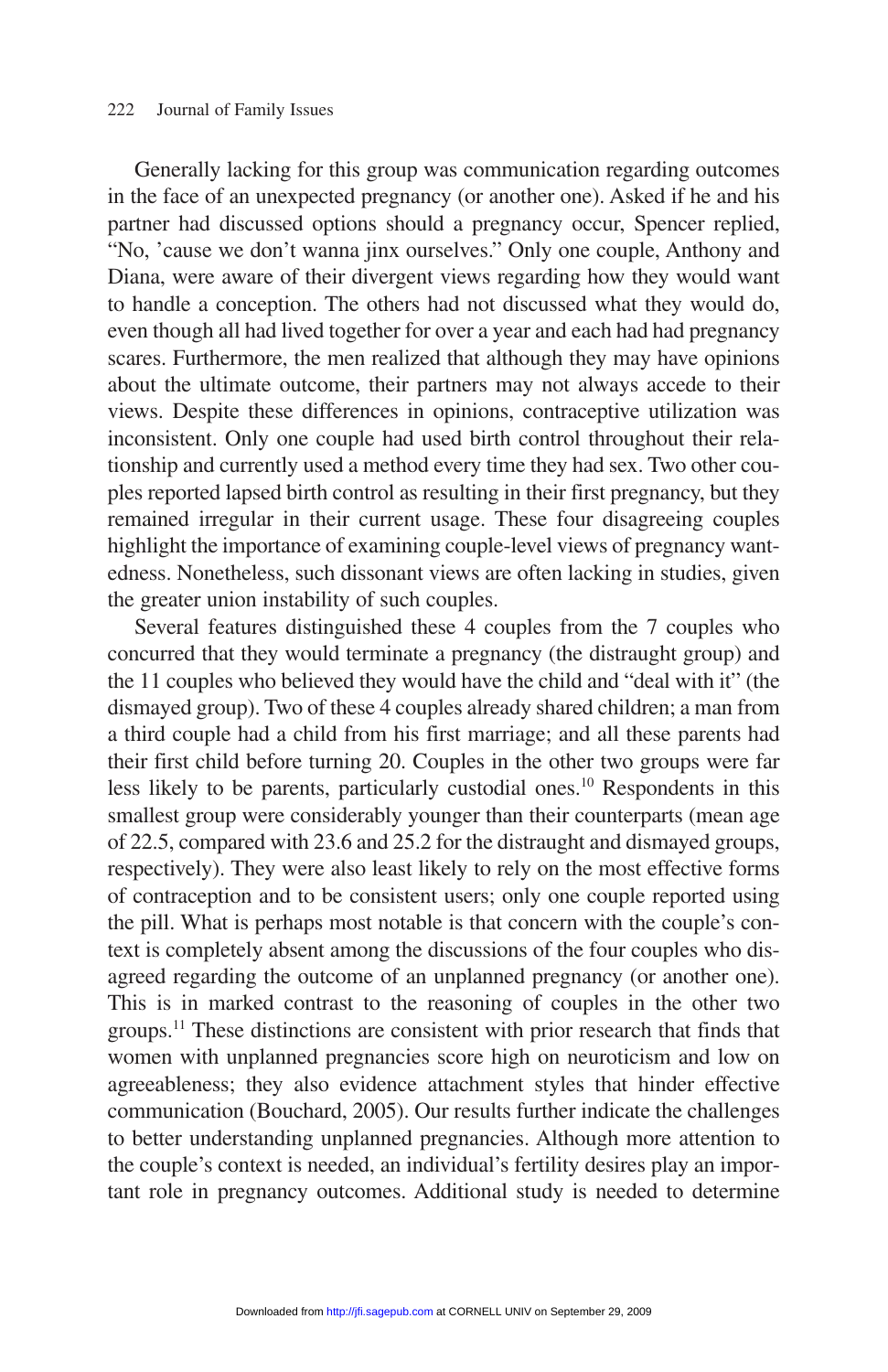Generally lacking for this group was communication regarding outcomes in the face of an unexpected pregnancy (or another one). Asked if he and his partner had discussed options should a pregnancy occur, Spencer replied, "No, 'cause we don't wanna jinx ourselves." Only one couple, Anthony and Diana, were aware of their divergent views regarding how they would want to handle a conception. The others had not discussed what they would do, even though all had lived together for over a year and each had had pregnancy scares. Furthermore, the men realized that although they may have opinions about the ultimate outcome, their partners may not always accede to their views. Despite these differences in opinions, contraceptive utilization was inconsistent. Only one couple had used birth control throughout their relationship and currently used a method every time they had sex. Two other couples reported lapsed birth control as resulting in their first pregnancy, but they remained irregular in their current usage. These four disagreeing couples highlight the importance of examining couple-level views of pregnancy wantedness. Nonetheless, such dissonant views are often lacking in studies, given the greater union instability of such couples.

Several features distinguished these 4 couples from the 7 couples who concurred that they would terminate a pregnancy (the distraught group) and the 11 couples who believed they would have the child and "deal with it" (the dismayed group). Two of these 4 couples already shared children; a man from a third couple had a child from his first marriage; and all these parents had their first child before turning 20. Couples in the other two groups were far less likely to be parents, particularly custodial ones.[10] Respondents in this smallest group were considerably younger than their counterparts (mean age of 22.5, compared with 23.6 and 25.2 for the distraught and dismayed groups, respectively). They were also least likely to rely on the most effective forms of contraception and to be consistent users; only one couple reported using the pill. What is perhaps most notable is that concern with the couple's context is completely absent among the discussions of the four couples who disagreed regarding the outcome of an unplanned pregnancy (or another one). This is in marked contrast to the reasoning of couples in the other two groups.[11] These distinctions are consistent with prior research that finds that women with unplanned pregnancies score high on neuroticism and low on agreeableness; they also evidence attachment styles that hinder effective communication (Bouchard, 2005). Our results further indicate the challenges to better understanding unplanned pregnancies. Although more attention to the couple's context is needed, an individual's fertility desires play an important role in pregnancy outcomes. Additional study is needed to determine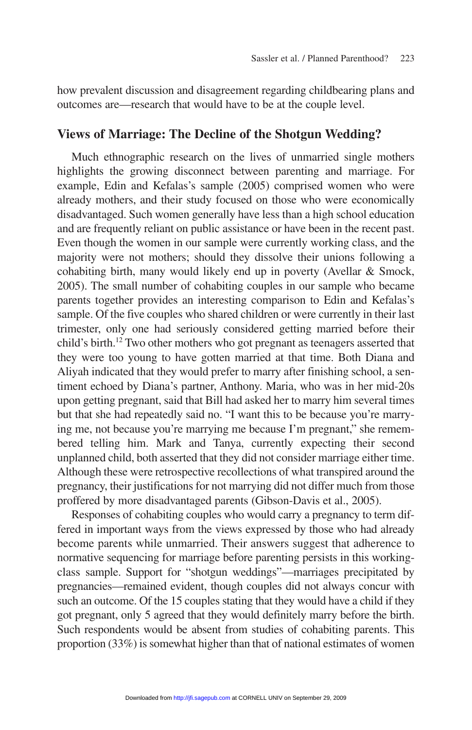how prevalent discussion and disagreement regarding childbearing plans and outcomes are—research that would have to be at the couple level.

## Views of Marriage: The Decline of the Shotgun Wedding?

Much ethnographic research on the lives of unmarried single mothers highlights the growing disconnect between parenting and marriage. For example, Edin and Kefalas's sample (2005) comprised women who were already mothers, and their study focused on those who were economically disadvantaged. Such women generally have less than a high school education and are frequently reliant on public assistance or have been in the recent past. Even though the women in our sample were currently working class, and the majority were not mothers; should they dissolve their unions following a cohabiting birth, many would likely end up in poverty (Avellar & Smock, 2005). The small number of cohabiting couples in our sample who became parents together provides an interesting comparison to Edin and Kefalas's sample. Of the five couples who shared children or were currently in their last trimester, only one had seriously considered getting married before their child's birth.[12] Two other mothers who got pregnant as teenagers asserted that they were too young to have gotten married at that time. Both Diana and Aliyah indicated that they would prefer to marry after finishing school, a sentiment echoed by Diana's partner, Anthony. Maria, who was in her mid-20s upon getting pregnant, said that Bill had asked her to marry him several times but that she had repeatedly said no. "I want this to be because you're marrying me, not because you're marrying me because I'm pregnant," she remembered telling him. Mark and Tanya, currently expecting their second unplanned child, both asserted that they did not consider marriage either time. Although these were retrospective recollections of what transpired around the pregnancy, their justifications for not marrying did not differ much from those proffered by more disadvantaged parents (Gibson-Davis et al., 2005).

Responses of cohabiting couples who would carry a pregnancy to term differed in important ways from the views expressed by those who had already become parents while unmarried. Their answers suggest that adherence to normative sequencing for marriage before parenting persists in this working-class sample. Support for "shotgun weddings"—marriages precipitated by pregnancies—remained evident, though couples did not always concur with such an outcome. Of the 15 couples stating that they would have a child if they got pregnant, only 5 agreed that they would definitely marry before the birth. Such respondents would be absent from studies of cohabiting parents. This proportion (33%) is somewhat higher than that of national estimates of women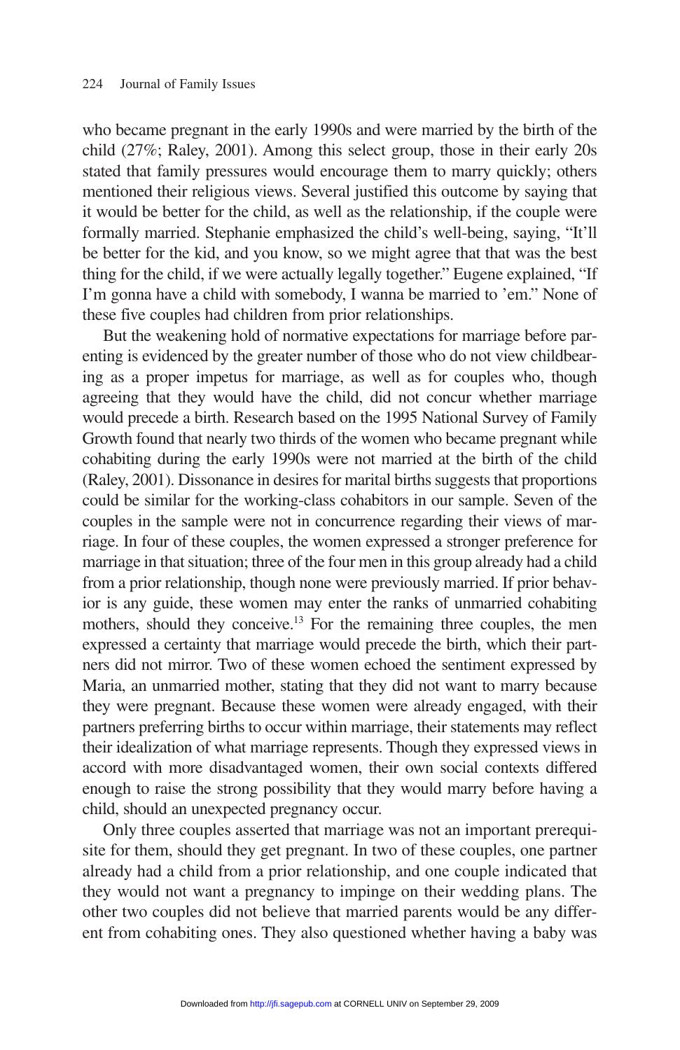who became pregnant in the early 1990s and were married by the birth of the child (27%; Raley, 2001). Among this select group, those in their early 20s stated that family pressures would encourage them to marry quickly; others mentioned their religious views. Several justified this outcome by saying that it would be better for the child, as well as the relationship, if the couple were formally married. Stephanie emphasized the child's well-being, saying, "It'll be better for the kid, and you know, so we might agree that that was the best thing for the child, if we were actually legally together." Eugene explained, "If I'm gonna have a child with somebody, I wanna be married to 'em." None of these five couples had children from prior relationships.

But the weakening hold of normative expectations for marriage before parenting is evidenced by the greater number of those who do not view childbearing as a proper impetus for marriage, as well as for couples who, though agreeing that they would have the child, did not concur whether marriage would precede a birth. Research based on the 1995 National Survey of Family Growth found that nearly two thirds of the women who became pregnant while cohabiting during the early 1990s were not married at the birth of the child (Raley, 2001). Dissonance in desires for marital births suggests that proportions could be similar for the working-class cohabitors in our sample. Seven of the couples in the sample were not in concurrence regarding their views of marriage. In four of these couples, the women expressed a stronger preference for marriage in that situation; three of the four men in this group already had a child from a prior relationship, though none were previously married. If prior behavior is any guide, these women may enter the ranks of unmarried cohabiting mothers, should they conceive.[13] For the remaining three couples, the men expressed a certainty that marriage would precede the birth, which their partners did not mirror. Two of these women echoed the sentiment expressed by Maria, an unmarried mother, stating that they did not want to marry because they were pregnant. Because these women were already engaged, with their partners preferring births to occur within marriage, their statements may reflect their idealization of what marriage represents. Though they expressed views in accord with more disadvantaged women, their own social contexts differed enough to raise the strong possibility that they would marry before having a child, should an unexpected pregnancy occur.

Only three couples asserted that marriage was not an important prerequisite for them, should they get pregnant. In two of these couples, one partner already had a child from a prior relationship, and one couple indicated that they would not want a pregnancy to impinge on their wedding plans. The other two couples did not believe that married parents would be any different from cohabiting ones. They also questioned whether having a baby was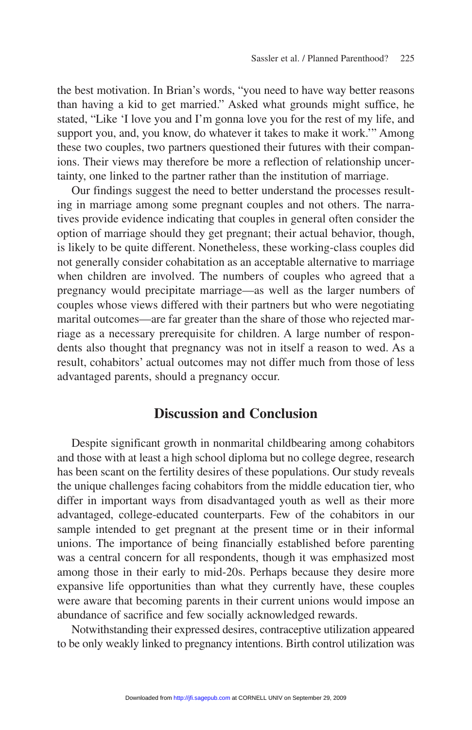the best motivation. In Brian's words, "you need to have way better reasons than having a kid to get married." Asked what grounds might suffice, he stated, "Like 'I love you and I'm gonna love you for the rest of my life, and support you, and, you know, do whatever it takes to make it work.'" Among these two couples, two partners questioned their futures with their companions. Their views may therefore be more a reflection of relationship uncertainty, one linked to the partner rather than the institution of marriage.

Our findings suggest the need to better understand the processes resulting in marriage among some pregnant couples and not others. The narratives provide evidence indicating that couples in general often consider the option of marriage should they get pregnant; their actual behavior, though, is likely to be quite different. Nonetheless, these working-class couples did not generally consider cohabitation as an acceptable alternative to marriage when children are involved. The numbers of couples who agreed that a pregnancy would precipitate marriage—as well as the larger numbers of couples whose views differed with their partners but who were negotiating marital outcomes—are far greater than the share of those who rejected marriage as a necessary prerequisite for children. A large number of respondents also thought that pregnancy was not in itself a reason to wed. As a result, cohabitors' actual outcomes may not differ much from those of less advantaged parents, should a pregnancy occur.

## Discussion and Conclusion

Despite significant growth in nonmarital childbearing among cohabitors and those with at least a high school diploma but no college degree, research has been scant on the fertility desires of these populations. Our study reveals the unique challenges facing cohabitors from the middle education tier, who differ in important ways from disadvantaged youth as well as their more advantaged, college-educated counterparts. Few of the cohabitors in our sample intended to get pregnant at the present time or in their informal unions. The importance of being financially established before parenting was a central concern for all respondents, though it was emphasized most among those in their early to mid-20s. Perhaps because they desire more expansive life opportunities than what they currently have, these couples were aware that becoming parents in their current unions would impose an abundance of sacrifice and few socially acknowledged rewards.

Notwithstanding their expressed desires, contraceptive utilization appeared to be only weakly linked to pregnancy intentions. Birth control utilization was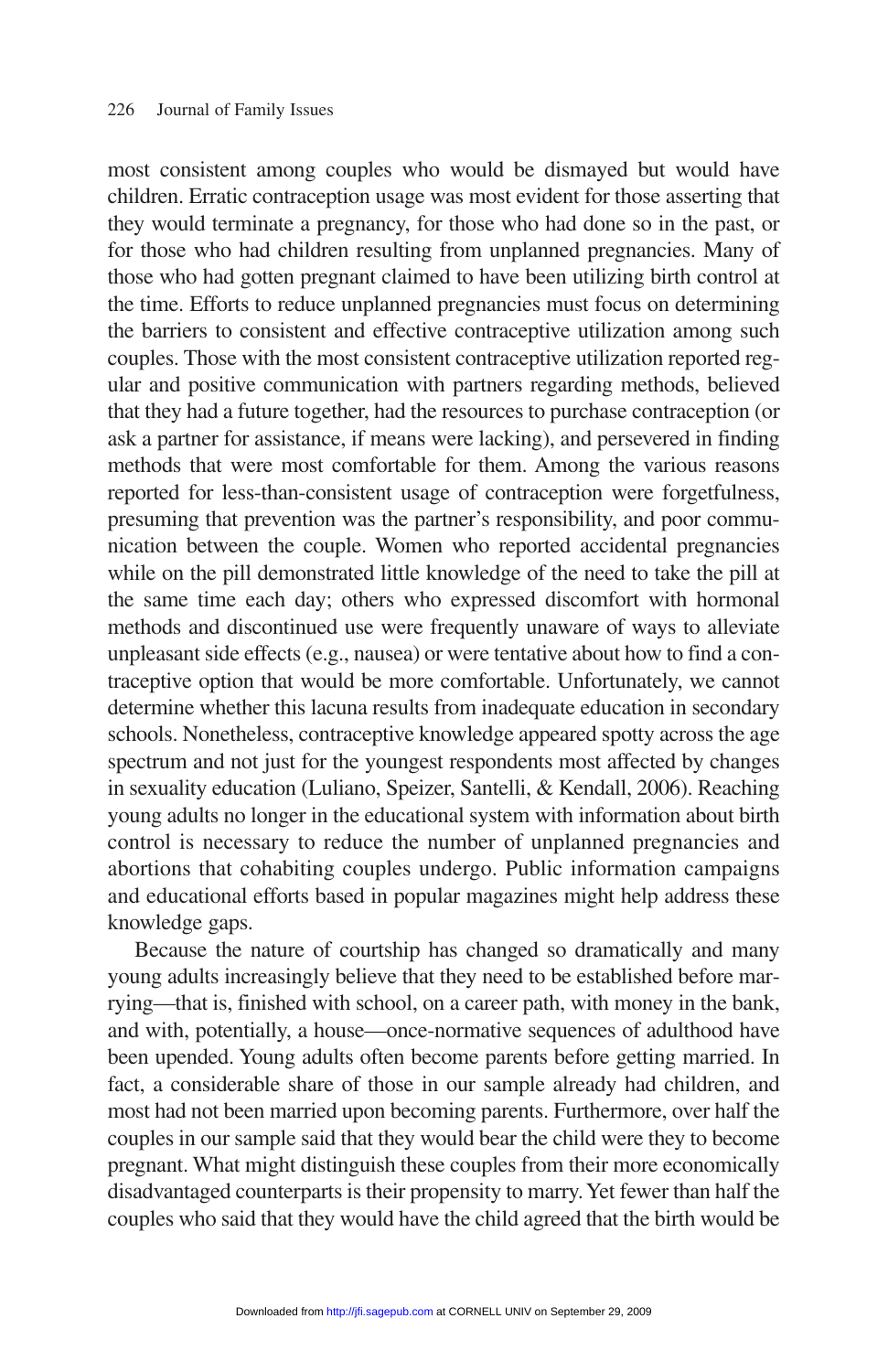most consistent among couples who would be dismayed but would have children. Erratic contraception usage was most evident for those asserting that they would terminate a pregnancy, for those who had done so in the past, or for those who had children resulting from unplanned pregnancies. Many of those who had gotten pregnant claimed to have been utilizing birth control at the time. Efforts to reduce unplanned pregnancies must focus on determining the barriers to consistent and effective contraceptive utilization among such couples. Those with the most consistent contraceptive utilization reported regular and positive communication with partners regarding methods, believed that they had a future together, had the resources to purchase contraception (or ask a partner for assistance, if means were lacking), and persevered in finding methods that were most comfortable for them. Among the various reasons reported for less-than-consistent usage of contraception were forgetfulness, presuming that prevention was the partner's responsibility, and poor communication between the couple. Women who reported accidental pregnancies while on the pill demonstrated little knowledge of the need to take the pill at the same time each day; others who expressed discomfort with hormonal methods and discontinued use were frequently unaware of ways to alleviate unpleasant side effects (e.g., nausea) or were tentative about how to find a contraceptive option that would be more comfortable. Unfortunately, we cannot determine whether this lacuna results from inadequate education in secondary schools. Nonetheless, contraceptive knowledge appeared spotty across the age spectrum and not just for the youngest respondents most affected by changes in sexuality education (Luliano, Speizer, Santelli, & Kendall, 2006). Reaching young adults no longer in the educational system with information about birth control is necessary to reduce the number of unplanned pregnancies and abortions that cohabiting couples undergo. Public information campaigns and educational efforts based in popular magazines might help address these knowledge gaps.

Because the nature of courtship has changed so dramatically and many young adults increasingly believe that they need to be established before marrying—that is, finished with school, on a career path, with money in the bank, and with, potentially, a house—once-normative sequences of adulthood have been upended. Young adults often become parents before getting married. In fact, a considerable share of those in our sample already had children, and most had not been married upon becoming parents. Furthermore, over half the couples in our sample said that they would bear the child were they to become pregnant. What might distinguish these couples from their more economically disadvantaged counterparts is their propensity to marry. Yet fewer than half the couples who said that they would have the child agreed that the birth would be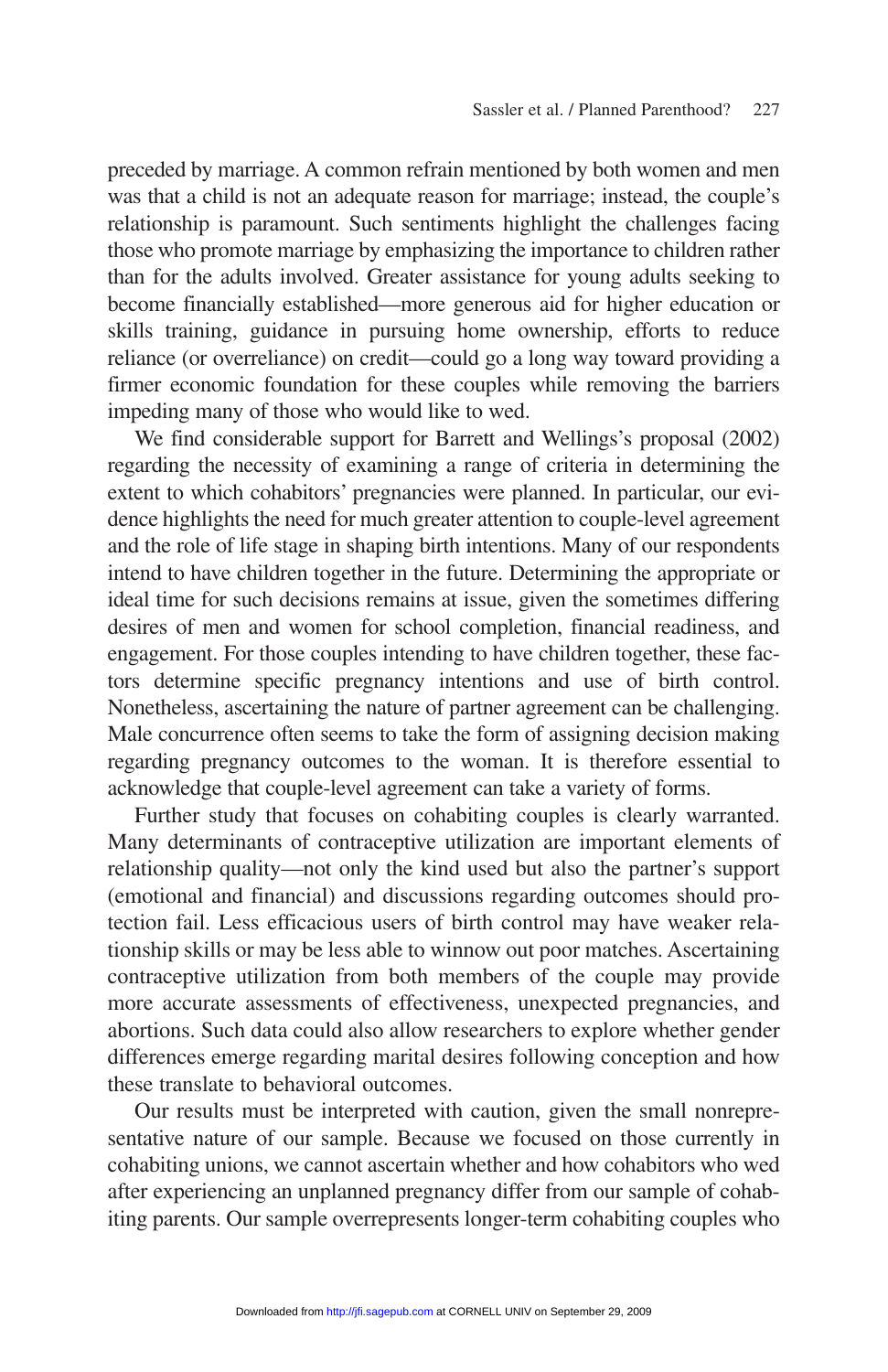preceded by marriage. A common refrain mentioned by both women and men was that a child is not an adequate reason for marriage; instead, the couple's relationship is paramount. Such sentiments highlight the challenges facing those who promote marriage by emphasizing the importance to children rather than for the adults involved. Greater assistance for young adults seeking to become financially established—more generous aid for higher education or skills training, guidance in pursuing home ownership, efforts to reduce reliance (or overreliance) on credit—could go a long way toward providing a firmer economic foundation for these couples while removing the barriers impeding many of those who would like to wed.

We find considerable support for Barrett and Wellings's proposal (2002) regarding the necessity of examining a range of criteria in determining the extent to which cohabitors' pregnancies were planned. In particular, our evidence highlights the need for much greater attention to couple-level agreement and the role of life stage in shaping birth intentions. Many of our respondents intend to have children together in the future. Determining the appropriate or ideal time for such decisions remains at issue, given the sometimes differing desires of men and women for school completion, financial readiness, and engagement. For those couples intending to have children together, these factors determine specific pregnancy intentions and use of birth control. Nonetheless, ascertaining the nature of partner agreement can be challenging. Male concurrence often seems to take the form of assigning decision making regarding pregnancy outcomes to the woman. It is therefore essential to acknowledge that couple-level agreement can take a variety of forms.

Further study that focuses on cohabiting couples is clearly warranted. Many determinants of contraceptive utilization are important elements of relationship quality—not only the kind used but also the partner's support (emotional and financial) and discussions regarding outcomes should protection fail. Less efficacious users of birth control may have weaker relationship skills or may be less able to winnow out poor matches. Ascertaining contraceptive utilization from both members of the couple may provide more accurate assessments of effectiveness, unexpected pregnancies, and abortions. Such data could also allow researchers to explore whether gender differences emerge regarding marital desires following conception and how these translate to behavioral outcomes.

Our results must be interpreted with caution, given the small nonrepresentative nature of our sample. Because we focused on those currently in cohabiting unions, we cannot ascertain whether and how cohabitors who wed after experiencing an unplanned pregnancy differ from our sample of cohabiting parents. Our sample overrepresents longer-term cohabiting couples who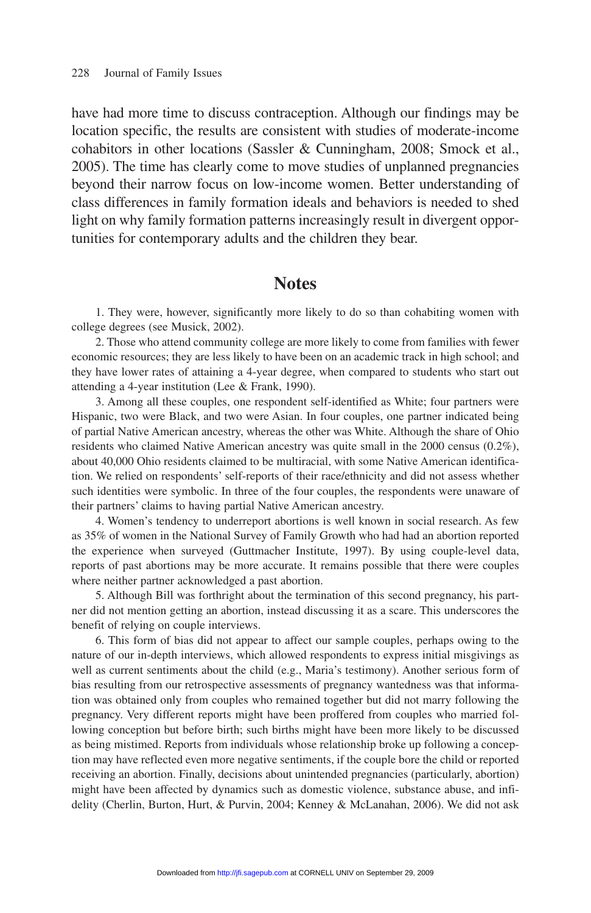have had more time to discuss contraception. Although our findings may be location specific, the results are consistent with studies of moderate-income cohabitors in other locations (Sassler & Cunningham, 2008; Smock et al., 2005). The time has clearly come to move studies of unplanned pregnancies beyond their narrow focus on low-income women. Better understanding of class differences in family formation ideals and behaviors is needed to shed light on why family formation patterns increasingly result in divergent opportunities for contemporary adults and the children they bear.

## Notes

1. They were, however, significantly more likely to do so than cohabiting women with college degrees (see Musick, 2002).

2. Those who attend community college are more likely to come from families with fewer economic resources; they are less likely to have been on an academic track in high school; and they have lower rates of attaining a 4-year degree, when compared to students who start out attending a 4-year institution (Lee & Frank, 1990).

3. Among all these couples, one respondent self-identified as White; four partners were Hispanic, two were Black, and two were Asian. In four couples, one partner indicated being of partial Native American ancestry, whereas the other was White. Although the share of Ohio residents who claimed Native American ancestry was quite small in the 2000 census (0.2%), about 40,000 Ohio residents claimed to be multiracial, with some Native American identification. We relied on respondents' self-reports of their race/ethnicity and did not assess whether such identities were symbolic. In three of the four couples, the respondents were unaware of their partners' claims to having partial Native American ancestry.

4. Women's tendency to underreport abortions is well known in social research. As few as 35% of women in the National Survey of Family Growth who had had an abortion reported the experience when surveyed (Guttmacher Institute, 1997). By using couple-level data, reports of past abortions may be more accurate. It remains possible that there were couples where neither partner acknowledged a past abortion.

5. Although Bill was forthright about the termination of this second pregnancy, his partner did not mention getting an abortion, instead discussing it as a scare. This underscores the benefit of relying on couple interviews.

6. This form of bias did not appear to affect our sample couples, perhaps owing to the nature of our in-depth interviews, which allowed respondents to express initial misgivings as well as current sentiments about the child (e.g., Maria's testimony). Another serious form of bias resulting from our retrospective assessments of pregnancy wantedness was that information was obtained only from couples who remained together but did not marry following the pregnancy. Very different reports might have been proffered from couples who married following conception but before birth; such births might have been more likely to be discussed as being mistimed. Reports from individuals whose relationship broke up following a conception may have reflected even more negative sentiments, if the couple bore the child or reported receiving an abortion. Finally, decisions about unintended pregnancies (particularly, abortion) might have been affected by dynamics such as domestic violence, substance abuse, and infidelity (Cherlin, Burton, Hurt, & Purvin, 2004; Kenney & McLanahan, 2006). We did not ask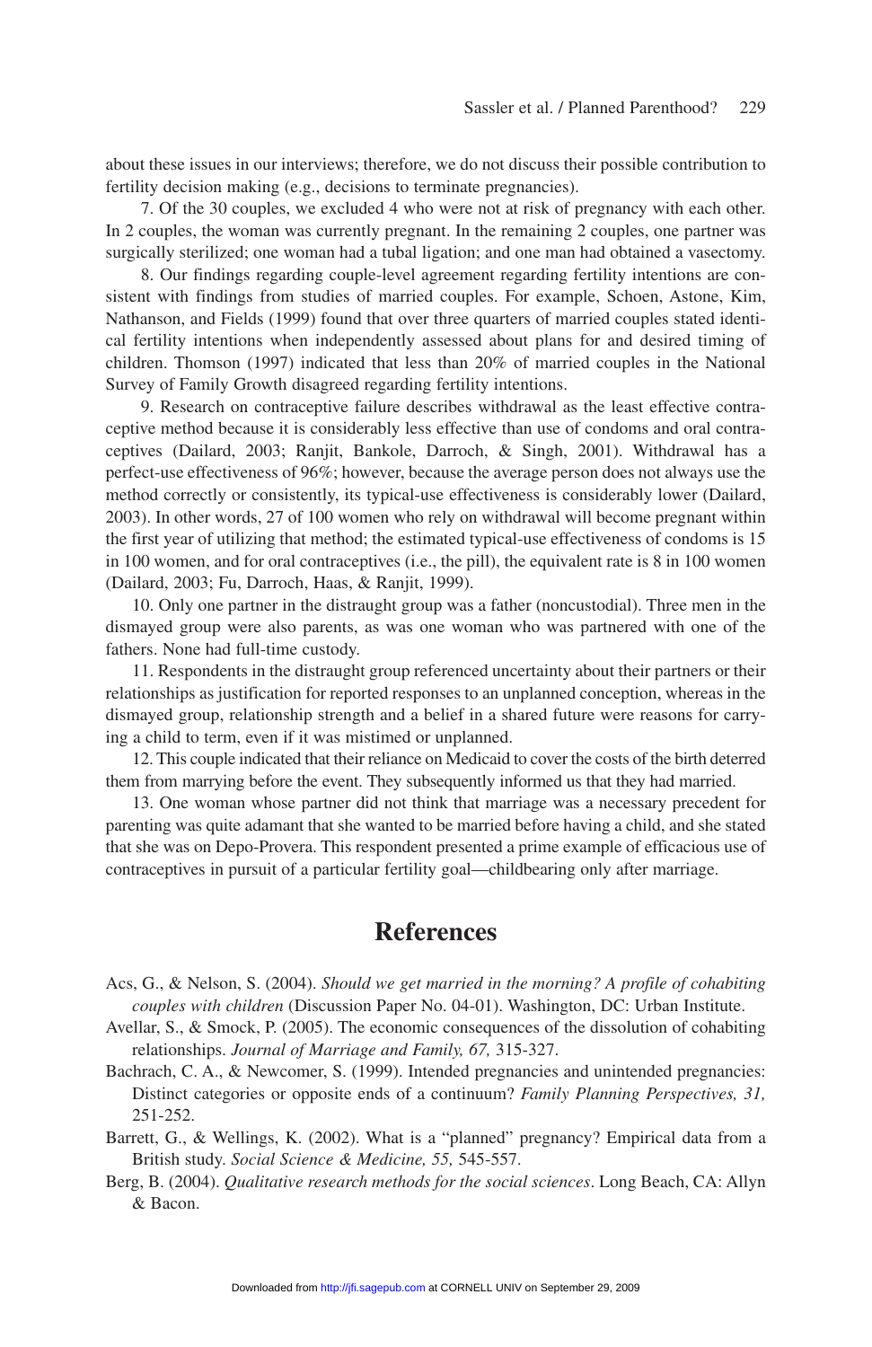about these issues in our interviews; therefore, we do not discuss their possible contribution to fertility decision making (e.g., decisions to terminate pregnancies).

7. Of the 30 couples, we excluded 4 who were not at risk of pregnancy with each other. In 2 couples, the woman was currently pregnant. In the remaining 2 couples, one partner was surgically sterilized; one woman had a tubal ligation; and one man had obtained a vasectomy.

8. Our findings regarding couple-level agreement regarding fertility intentions are consistent with findings from studies of married couples. For example, Schoen, Astone, Kim, Nathanson, and Fields (1999) found that over three quarters of married couples stated identical fertility intentions when independently assessed about plans for and desired timing of children. Thomson (1997) indicated that less than 20% of married couples in the National Survey of Family Growth disagreed regarding fertility intentions.

9. Research on contraceptive failure describes withdrawal as the least effective contraceptive method because it is considerably less effective than use of condoms and oral contraceptives (Dailard, 2003; Ranjit, Bankole, Darroch, & Singh, 2001). Withdrawal has a perfect-use effectiveness of 96%; however, because the average person does not always use the method correctly or consistently, its typical-use effectiveness is considerably lower (Dailard, 2003). In other words, 27 of 100 women who rely on withdrawal will become pregnant within the first year of utilizing that method; the estimated typical-use effectiveness of condoms is 15 in 100 women, and for oral contraceptives (i.e., the pill), the equivalent rate is 8 in 100 women (Dailard, 2003; Fu, Darroch, Haas, & Ranjit, 1999).

10. Only one partner in the distraught group was a father (noncustodial). Three men in the dismayed group were also parents, as was one woman who was partnered with one of the fathers. None had full-time custody.

11. Respondents in the distraught group referenced uncertainty about their partners or their relationships as justification for reported responses to an unplanned conception, whereas in the dismayed group, relationship strength and a belief in a shared future were reasons for carrying a child to term, even if it was mistimed or unplanned.

12. This couple indicated that their reliance on Medicaid to cover the costs of the birth deterred them from marrying before the event. They subsequently informed us that they had married.

13. One woman whose partner did not think that marriage was a necessary precedent for parenting was quite adamant that she wanted to be married before having a child, and she stated that she was on Depo-Provera. This respondent presented a prime example of efficacious use of contraceptives in pursuit of a particular fertility goal—childbearing only after marriage.

## References

Acs, G., & Nelson, S. (2004). *Should we get married in the morning? A profile of cohabiting couples with children* (Discussion Paper No. 04-01). Washington, DC: Urban Institute.

Avellar, S., & Smock, P. (2005). The economic consequences of the dissolution of cohabiting relationships. *Journal of Marriage and Family, 67,* 315-327.

Bachrach, C. A., & Newcomer, S. (1999). Intended pregnancies and unintended pregnancies: Distinct categories or opposite ends of a continuum? *Family Planning Perspectives, 31,* 251-252.

Barrett, G., & Wellings, K. (2002). What is a "planned" pregnancy? Empirical data from a British study. *Social Science & Medicine, 55,* 545-557.

Berg, B. (2004). *Qualitative research methods for the social sciences*. Long Beach, CA: Allyn & Bacon.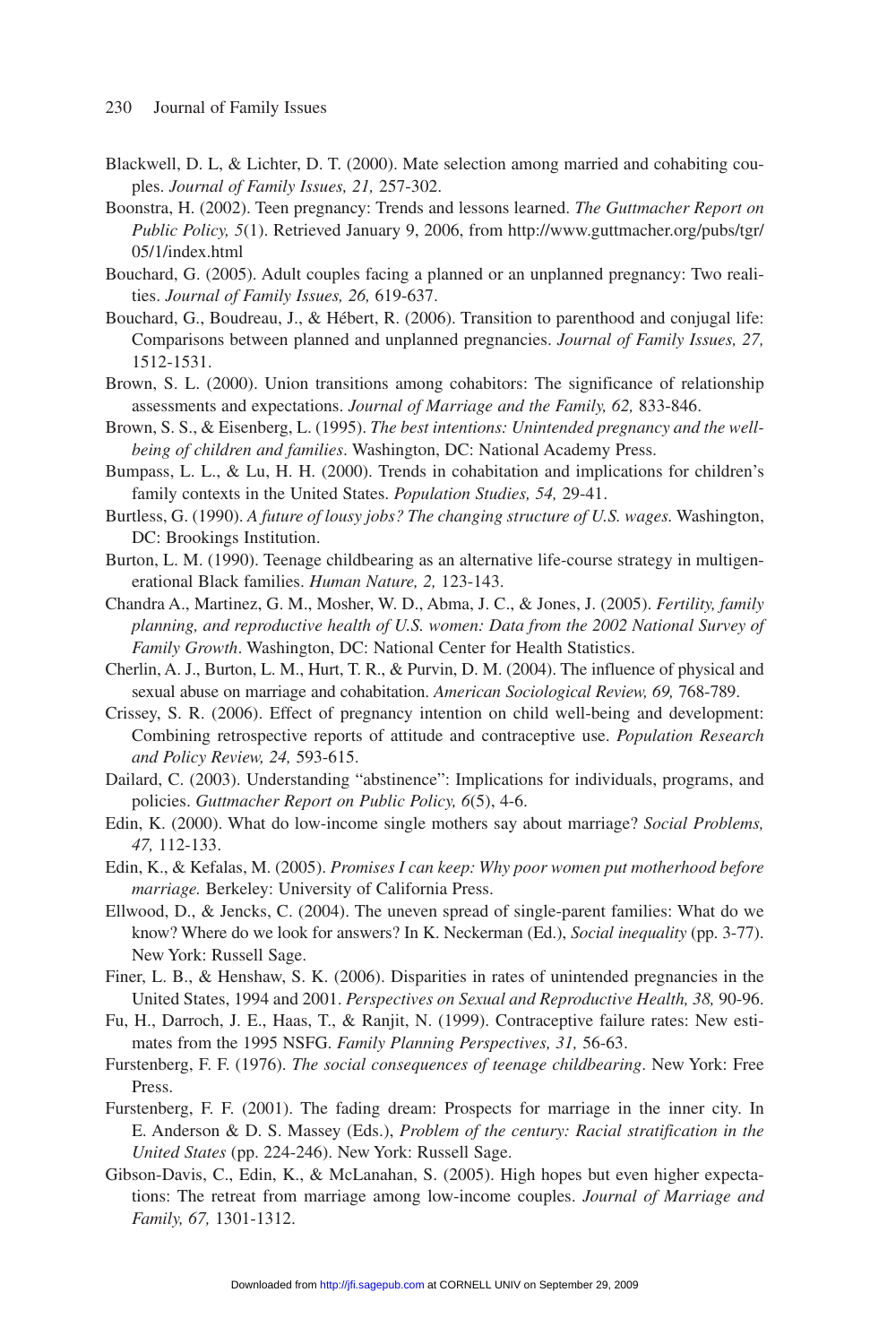Blackwell, D. L, & Lichter, D. T. (2000). Mate selection among married and cohabiting couples. *Journal of Family Issues, 21,* 257-302.

Boonstra, H. (2002). Teen pregnancy: Trends and lessons learned. *The Guttmacher Report on Public Policy, 5*(1). Retrieved January 9, 2006, from http://www.guttmacher.org/pubs/tgr/05/1/index.html

Bouchard, G. (2005). Adult couples facing a planned or an unplanned pregnancy: Two realities. *Journal of Family Issues, 26,* 619-637.

Bouchard, G., Boudreau, J., & Hébert, R. (2006). Transition to parenthood and conjugal life: Comparisons between planned and unplanned pregnancies. *Journal of Family Issues, 27,* 1512-1531.

Brown, S. L. (2000). Union transitions among cohabitors: The significance of relationship assessments and expectations. *Journal of Marriage and the Family, 62,* 833-846.

Brown, S. S., & Eisenberg, L. (1995). *The best intentions: Unintended pregnancy and the well-being of children and families*. Washington, DC: National Academy Press.

Bumpass, L. L., & Lu, H. H. (2000). Trends in cohabitation and implications for children's family contexts in the United States. *Population Studies, 54,* 29-41.

Burtless, G. (1990). *A future of lousy jobs? The changing structure of U.S. wages.* Washington, DC: Brookings Institution.

Burton, L. M. (1990). Teenage childbearing as an alternative life-course strategy in multigenerational Black families. *Human Nature, 2,* 123-143.

Chandra A., Martinez, G. M., Mosher, W. D., Abma, J. C., & Jones, J. (2005). *Fertility, family planning, and reproductive health of U.S. women: Data from the 2002 National Survey of Family Growth*. Washington, DC: National Center for Health Statistics.

Cherlin, A. J., Burton, L. M., Hurt, T. R., & Purvin, D. M. (2004). The influence of physical and sexual abuse on marriage and cohabitation. *American Sociological Review, 69,* 768-789.

Crissey, S. R. (2006). Effect of pregnancy intention on child well-being and development: Combining retrospective reports of attitude and contraceptive use. *Population Research and Policy Review, 24,* 593-615.

Dailard, C. (2003). Understanding "abstinence": Implications for individuals, programs, and policies. *Guttmacher Report on Public Policy, 6*(5), 4-6.

Edin, K. (2000). What do low-income single mothers say about marriage? *Social Problems, 47,* 112-133.

Edin, K., & Kefalas, M. (2005). *Promises I can keep: Why poor women put motherhood before marriage.* Berkeley: University of California Press.

Ellwood, D., & Jencks, C. (2004). The uneven spread of single-parent families: What do we know? Where do we look for answers? In K. Neckerman (Ed.), *Social inequality* (pp. 3-77). New York: Russell Sage.

Finer, L. B., & Henshaw, S. K. (2006). Disparities in rates of unintended pregnancies in the United States, 1994 and 2001. *Perspectives on Sexual and Reproductive Health, 38,* 90-96.

Fu, H., Darroch, J. E., Haas, T., & Ranjit, N. (1999). Contraceptive failure rates: New estimates from the 1995 NSFG. *Family Planning Perspectives, 31,* 56-63.

Furstenberg, F. F. (1976). *The social consequences of teenage childbearing*. New York: Free Press.

Furstenberg, F. F. (2001). The fading dream: Prospects for marriage in the inner city. In E. Anderson & D. S. Massey (Eds.), *Problem of the century: Racial stratification in the United States* (pp. 224-246). New York: Russell Sage.

Gibson-Davis, C., Edin, K., & McLanahan, S. (2005). High hopes but even higher expectations: The retreat from marriage among low-income couples. *Journal of Marriage and Family, 67,* 1301-1312.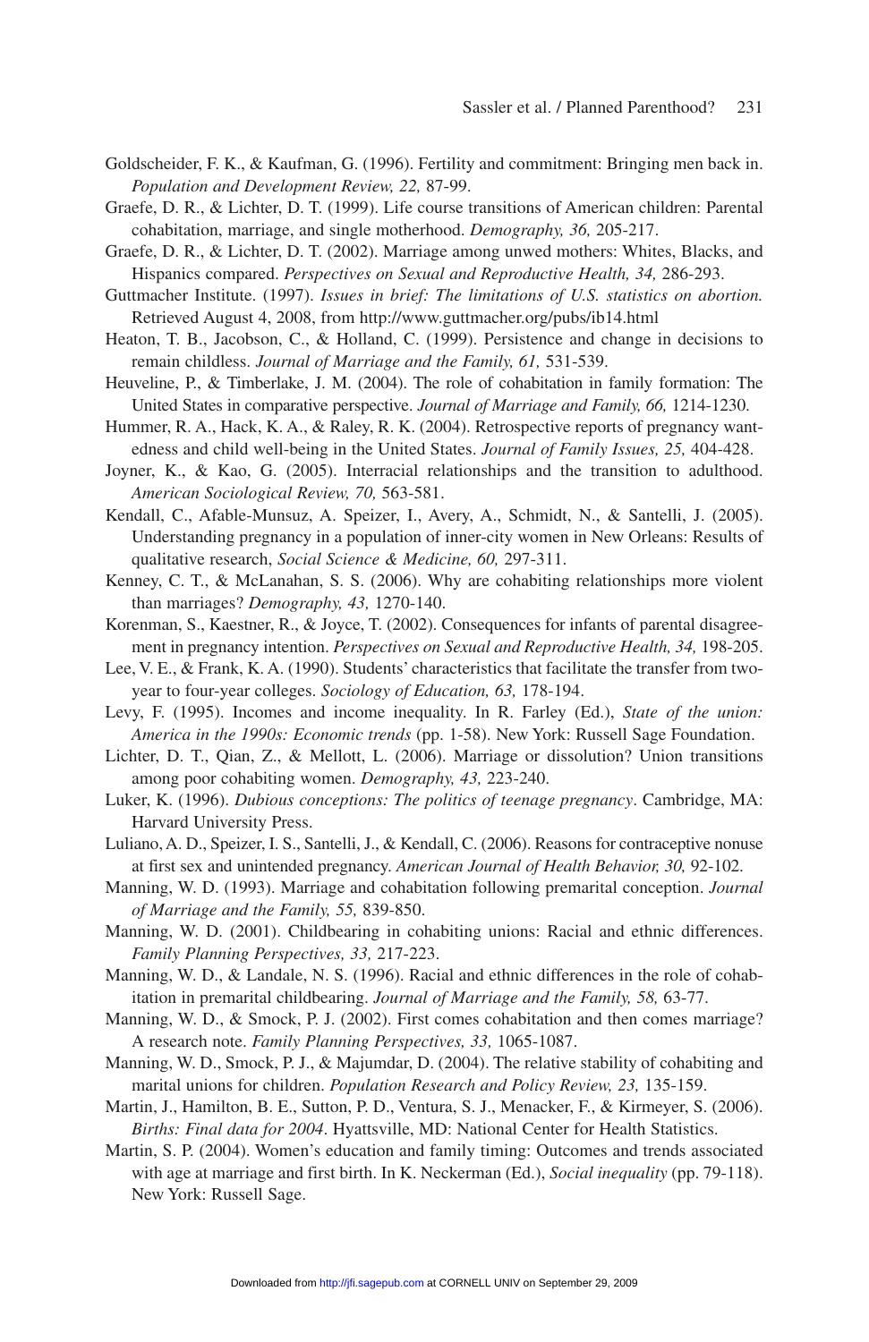Goldscheider, F. K., & Kaufman, G. (1996). Fertility and commitment: Bringing men back in. *Population and Development Review, 22,* 87-99.

Graefe, D. R., & Lichter, D. T. (1999). Life course transitions of American children: Parental cohabitation, marriage, and single motherhood. *Demography, 36,* 205-217.

Graefe, D. R., & Lichter, D. T. (2002). Marriage among unwed mothers: Whites, Blacks, and Hispanics compared. *Perspectives on Sexual and Reproductive Health, 34,* 286-293.

Guttmacher Institute. (1997). *Issues in brief: The limitations of U.S. statistics on abortion.* Retrieved August 4, 2008, from http://www.guttmacher.org/pubs/ib14.html

Heaton, T. B., Jacobson, C., & Holland, C. (1999). Persistence and change in decisions to remain childless. *Journal of Marriage and the Family, 61,* 531-539.

Heuveline, P., & Timberlake, J. M. (2004). The role of cohabitation in family formation: The United States in comparative perspective. *Journal of Marriage and Family, 66,* 1214-1230.

Hummer, R. A., Hack, K. A., & Raley, R. K. (2004). Retrospective reports of pregnancy wantedness and child well-being in the United States. *Journal of Family Issues, 25,* 404-428.

Joyner, K., & Kao, G. (2005). Interracial relationships and the transition to adulthood. *American Sociological Review, 70,* 563-581.

Kendall, C., Afable-Munsuz, A. Speizer, I., Avery, A., Schmidt, N., & Santelli, J. (2005). Understanding pregnancy in a population of inner-city women in New Orleans: Results of qualitative research, *Social Science & Medicine, 60,* 297-311.

Kenney, C. T., & McLanahan, S. S. (2006). Why are cohabiting relationships more violent than marriages? *Demography, 43,* 1270-140.

Korenman, S., Kaestner, R., & Joyce, T. (2002). Consequences for infants of parental disagreement in pregnancy intention. *Perspectives on Sexual and Reproductive Health, 34,* 198-205.

Lee, V. E., & Frank, K. A. (1990). Students' characteristics that facilitate the transfer from two-year to four-year colleges. *Sociology of Education, 63,* 178-194.

Levy, F. (1995). Incomes and income inequality. In R. Farley (Ed.), *State of the union: America in the 1990s: Economic trends* (pp. 1-58). New York: Russell Sage Foundation.

Lichter, D. T., Qian, Z., & Mellott, L. (2006). Marriage or dissolution? Union transitions among poor cohabiting women. *Demography, 43,* 223-240.

Luker, K. (1996). *Dubious conceptions: The politics of teenage pregnancy*. Cambridge, MA: Harvard University Press.

Luliano, A. D., Speizer, I. S., Santelli, J., & Kendall, C. (2006). Reasons for contraceptive nonuse at first sex and unintended pregnancy. *American Journal of Health Behavior, 30,* 92-102.

Manning, W. D. (1993). Marriage and cohabitation following premarital conception. *Journal of Marriage and the Family, 55,* 839-850.

Manning, W. D. (2001). Childbearing in cohabiting unions: Racial and ethnic differences. *Family Planning Perspectives, 33,* 217-223.

Manning, W. D., & Landale, N. S. (1996). Racial and ethnic differences in the role of cohabitation in premarital childbearing. *Journal of Marriage and the Family, 58,* 63-77.

Manning, W. D., & Smock, P. J. (2002). First comes cohabitation and then comes marriage? A research note. *Family Planning Perspectives, 33,* 1065-1087.

Manning, W. D., Smock, P. J., & Majumdar, D. (2004). The relative stability of cohabiting and marital unions for children. *Population Research and Policy Review, 23,* 135-159.

Martin, J., Hamilton, B. E., Sutton, P. D., Ventura, S. J., Menacker, F., & Kirmeyer, S. (2006). *Births: Final data for 2004*. Hyattsville, MD: National Center for Health Statistics.

Martin, S. P. (2004). Women's education and family timing: Outcomes and trends associated with age at marriage and first birth. In K. Neckerman (Ed.), *Social inequality* (pp. 79-118). New York: Russell Sage.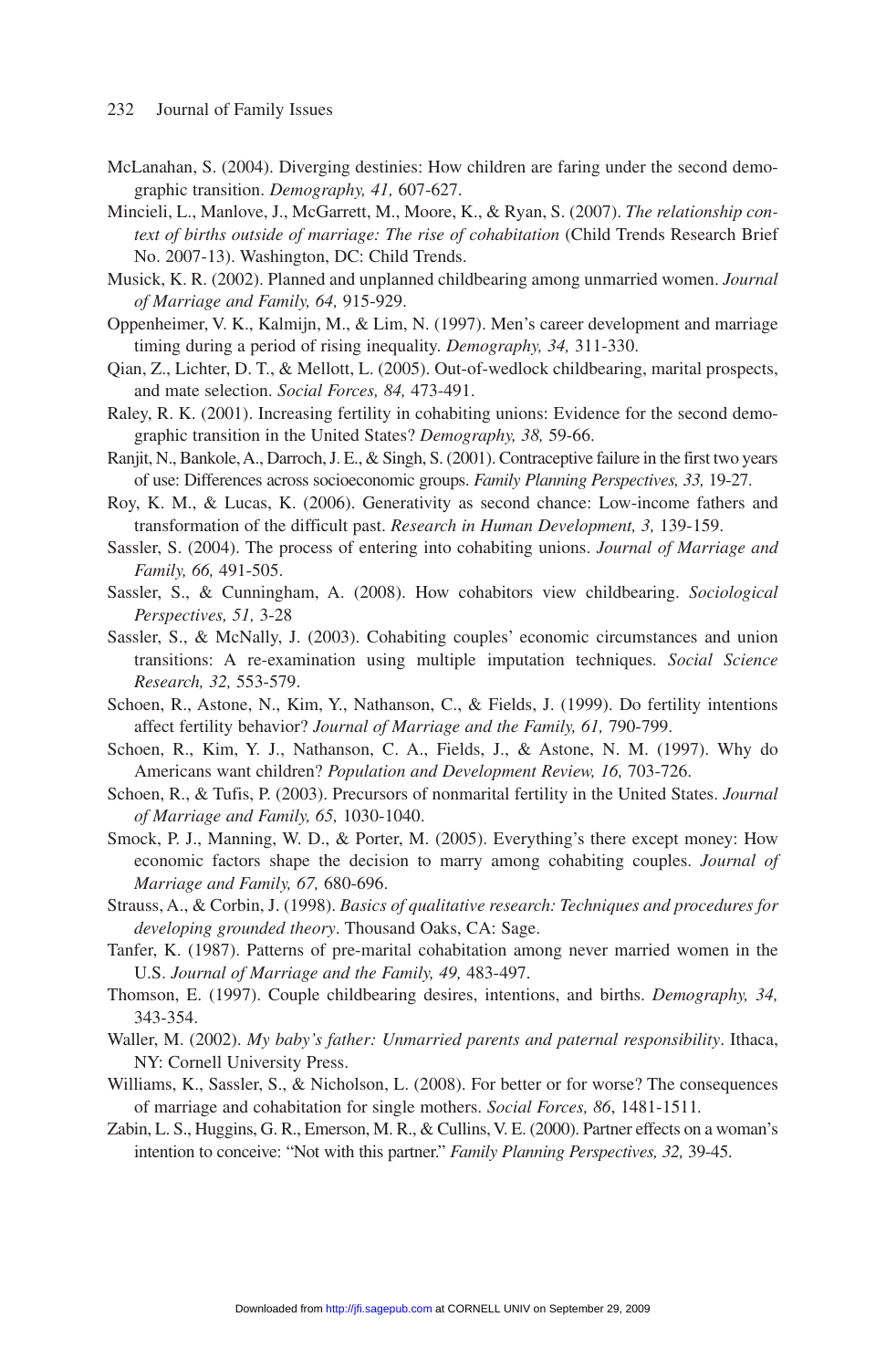McLanahan, S. (2004). Diverging destinies: How children are faring under the second demographic transition. *Demography, 41,* 607-627.

Mincieli, L., Manlove, J., McGarrett, M., Moore, K., & Ryan, S. (2007). *The relationship context of births outside of marriage: The rise of cohabitation* (Child Trends Research Brief No. 2007-13). Washington, DC: Child Trends.

Musick, K. R. (2002). Planned and unplanned childbearing among unmarried women. *Journal of Marriage and Family, 64,* 915-929.

Oppenheimer, V. K., Kalmijn, M., & Lim, N. (1997). Men's career development and marriage timing during a period of rising inequality. *Demography, 34,* 311-330.

Qian, Z., Lichter, D. T., & Mellott, L. (2005). Out-of-wedlock childbearing, marital prospects, and mate selection. *Social Forces, 84,* 473-491.

Raley, R. K. (2001). Increasing fertility in cohabiting unions: Evidence for the second demographic transition in the United States? *Demography, 38,* 59-66.

Ranjit, N., Bankole, A., Darroch, J. E., & Singh, S. (2001). Contraceptive failure in the first two years of use: Differences across socioeconomic groups. *Family Planning Perspectives, 33,* 19-27.

Roy, K. M., & Lucas, K. (2006). Generativity as second chance: Low-income fathers and transformation of the difficult past. *Research in Human Development, 3,* 139-159.

Sassler, S. (2004). The process of entering into cohabiting unions. *Journal of Marriage and Family, 66,* 491-505.

Sassler, S., & Cunningham, A. (2008). How cohabitors view childbearing. *Sociological Perspectives, 51,* 3-28

Sassler, S., & McNally, J. (2003). Cohabiting couples' economic circumstances and union transitions: A re-examination using multiple imputation techniques. *Social Science Research, 32,* 553-579.

Schoen, R., Astone, N., Kim, Y., Nathanson, C., & Fields, J. (1999). Do fertility intentions affect fertility behavior? *Journal of Marriage and the Family, 61,* 790-799.

Schoen, R., Kim, Y. J., Nathanson, C. A., Fields, J., & Astone, N. M. (1997). Why do Americans want children? *Population and Development Review, 16,* 703-726.

Schoen, R., & Tufis, P. (2003). Precursors of nonmarital fertility in the United States. *Journal of Marriage and Family, 65,* 1030-1040.

Smock, P. J., Manning, W. D., & Porter, M. (2005). Everything's there except money: How economic factors shape the decision to marry among cohabiting couples. *Journal of Marriage and Family, 67,* 680-696.

Strauss, A., & Corbin, J. (1998). *Basics of qualitative research: Techniques and procedures for developing grounded theory*. Thousand Oaks, CA: Sage.

Tanfer, K. (1987). Patterns of pre-marital cohabitation among never married women in the U.S. *Journal of Marriage and the Family, 49,* 483-497.

Thomson, E. (1997). Couple childbearing desires, intentions, and births. *Demography, 34,* 343-354.

Waller, M. (2002). *My baby's father: Unmarried parents and paternal responsibility*. Ithaca, NY: Cornell University Press.

Williams, K., Sassler, S., & Nicholson, L. (2008). For better or for worse? The consequences of marriage and cohabitation for single mothers. *Social Forces, 86*, 1481-1511.

Zabin, L. S., Huggins, G. R., Emerson, M. R., & Cullins, V. E. (2000). Partner effects on a woman's intention to conceive: "Not with this partner." *Family Planning Perspectives, 32,* 39-45.